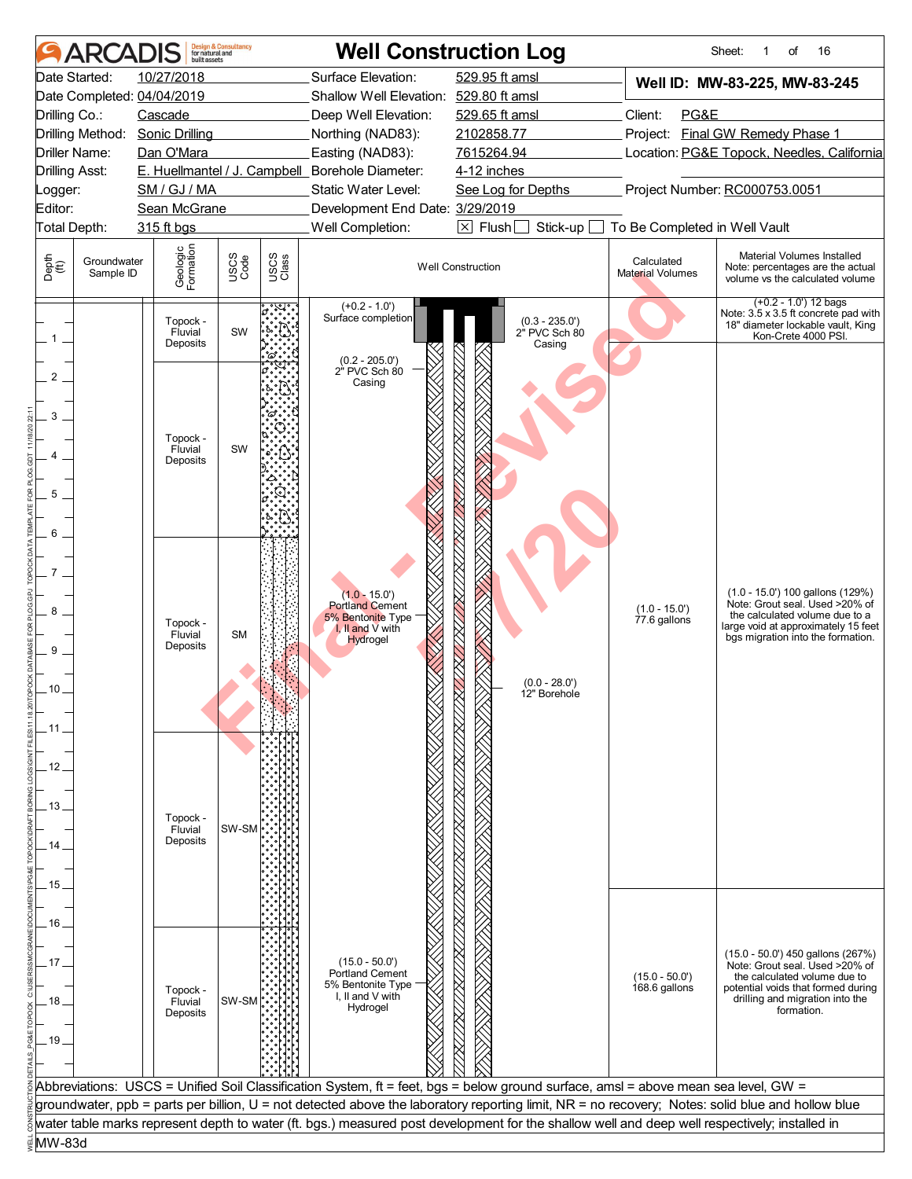# ARCADIS — Well Construction Log

Sheet: 1 of 16

| | | | |
|---|---|---|---|
| Date Started: | 10/27/2018 | Surface Elevation: | 529.95 ft amsl |
| Date Completed: | 04/04/2019 | Shallow Well Elevation: | 529.80 ft amsl |
| Drilling Co.: | Cascade | Deep Well Elevation: | 529.65 ft amsl |
| Drilling Method: | Sonic Drilling | Northing (NAD83): | 2102858.77 |
| Driller Name: | Dan O'Mara | Easting (NAD83): | 7615264.94 |
| Drilling Asst: | E. Huellmantel / J. Campbell | Borehole Diameter: | 4-12 inches |
| Logger: | SM / GJ / MA | Static Water Level: | See Log for Depths |
| Editor: | Sean McGrane | Development End Date: | 3/29/2019 |
| Total Depth: | 315 ft bgs | Well Completion: | [X] Flush [ ] Stick-up [ ] To Be Completed in Well Vault |

**Well ID: MW-83-225, MW-83-245**

Client: PG&E
Project: Final GW Remedy Phase 1
Location: PG&E Topock, Needles, California
Project Number: RC000753.0051

| Depth (ft) | Groundwater Sample ID | Geologic Formation | USCS Code | Well Construction | Calculated Material Volumes | Material Volumes Installed (Note: percentages are the actual volume vs the calculated volume) |
|---|---|---|---|---|---|---|
| 0 – 1 | | Topock - Fluvial Deposits | SW | (+0.2 - 1.0') Surface completion; (0.3 - 235.0') 2" PVC Sch 80 Casing; (0.2 - 205.0') 2" PVC Sch 80 Casing | | (+0.2 - 1.0') 12 bags Note: 3.5 x 3.5 ft concrete pad with 18" diameter lockable vault, King Kon-Crete 4000 PSI. |
| 1.5 – 6 | | Topock - Fluvial Deposits | SW | | | |
| 6 – 11 | | Topock - Fluvial Deposits | SM | (1.0 - 15.0') Portland Cement 5% Bentonite Type I, II and V with Hydrogel; (0.0 - 28.0') 12" Borehole | (1.0 - 15.0') 77.6 gallons | (1.0 - 15.0') 100 gallons (129%) Note: Grout seal. Used >20% of the calculated volume due to a large void at approximately 15 feet bgs migration into the formation. |
| 11 – 16 | | Topock - Fluvial Deposits | SW-SM | | | |
| 16 – 20 | | Topock - Fluvial Deposits | SW-SM | (15.0 - 50.0') Portland Cement 5% Bentonite Type I, II and V with Hydrogel | (15.0 - 50.0') 168.6 gallons | (15.0 - 50.0') 450 gallons (267%) Note: Grout seal. Used >20% of the calculated volume due to potential voids that formed during drilling and migration into the formation. |

Abbreviations: USCS = Unified Soil Classification System, ft = feet, bgs = below ground surface, amsl = above mean sea level, GW = groundwater, ppb = parts per billion, U = not detected above the laboratory reporting limit, NR = no recovery; Notes: solid blue and hollow blue water table marks represent depth to water (ft. bgs.) measured post development for the shallow well and deep well respectively; installed in MW-83d

Final - Revised 11/1/20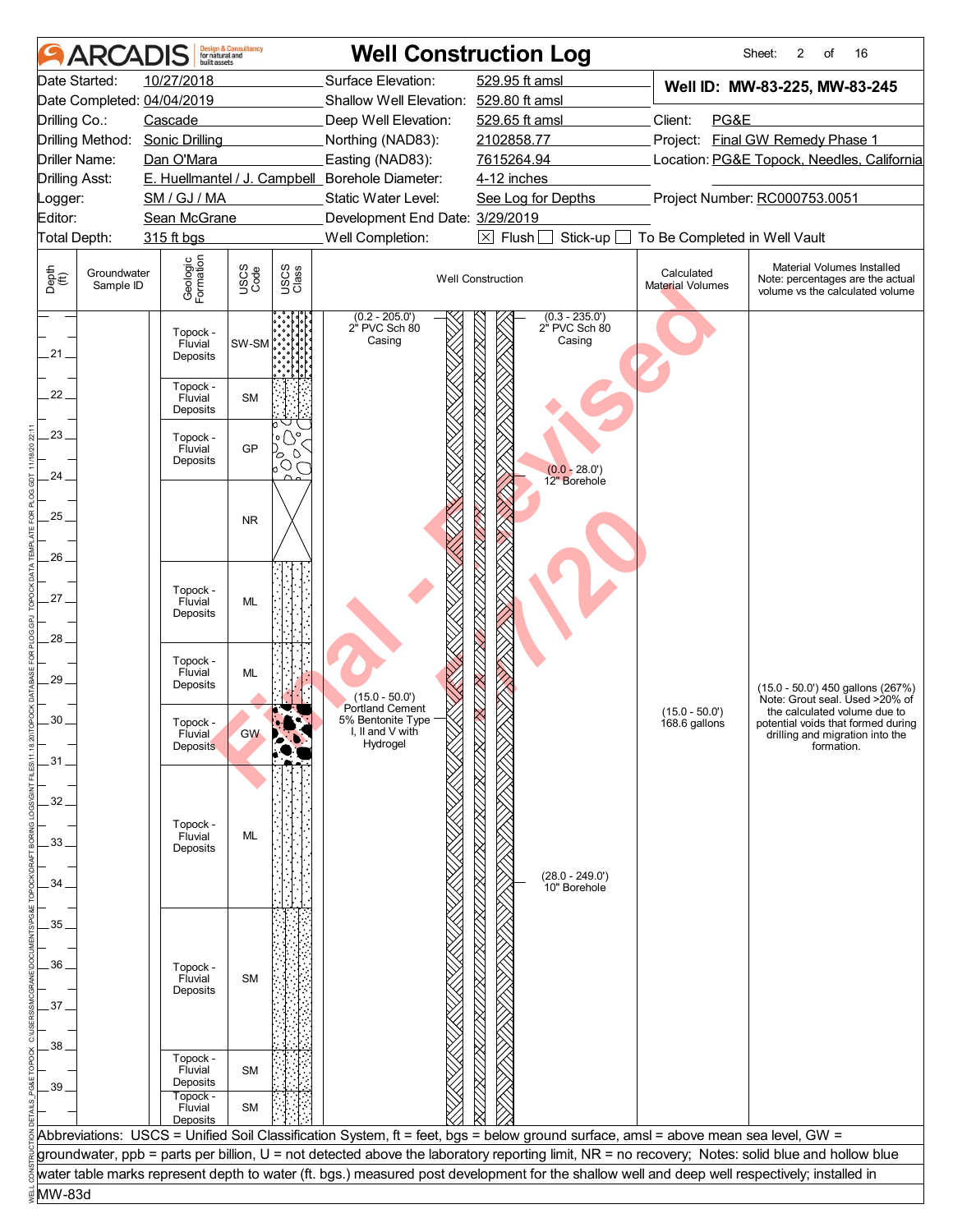# Well Construction Log

ARCADIS Design & Consultancy for natural and built assets

| | | | |
|---|---|---|---|
| Date Started: | 10/27/2018 | Surface Elevation: | 529.95 ft amsl |
| Date Completed: | 04/04/2019 | Shallow Well Elevation: | 529.80 ft amsl |
| Drilling Co.: | Cascade | Deep Well Elevation: | 529.65 ft amsl |
| Drilling Method: | Sonic Drilling | Northing (NAD83): | 2102858.77 |
| Driller Name: | Dan O'Mara | Easting (NAD83): | 7615264.94 |
| Drilling Asst: | E. Huellmantel / J. Campbell | Borehole Diameter: | 4-12 inches |
| Logger: | SM / GJ / MA | Static Water Level: | See Log for Depths |
| Editor: | Sean McGrane | Development End Date: | 3/29/2019 |
| Total Depth: | 315 ft bgs | Well Completion: | ☒ Flush ☐ Stick-up ☐ To Be Completed in Well Vault |

**Well ID: MW-83-225, MW-83-245**

Client: PG&E
Project: Final GW Remedy Phase 1
Location: PG&E Topock, Needles, California
Project Number: RC000753.0051

| Depth (ft) | Groundwater Sample ID | Geologic Formation | USCS Code | Well Construction | Calculated Material Volumes | Material Volumes Installed (Note: percentages are the actual volume vs the calculated volume) |
|---|---|---|---|---|---|---|
| 20–21 | | Topock - Fluvial Deposits | SW-SM | (0.2 - 205.0') 2" PVC Sch 80 Casing; (0.3 - 235.0') 2" PVC Sch 80 Casing | | |
| 21–22 | | Topock - Fluvial Deposits | SM | | | |
| 22–23.5 | | Topock - Fluvial Deposits | GP | (0.0 - 28.0') 12" Borehole | | |
| 23.5–25.5 | | | NR | | | |
| 25.5–27.5 | | Topock - Fluvial Deposits | ML | | | |
| 27.5–29.5 | | Topock - Fluvial Deposits | ML | | | |
| 29.5–31 | | Topock - Fluvial Deposits | GW | (15.0 - 50.0') Portland Cement 5% Bentonite Type I, II and V with Hydrogel | (15.0 - 50.0') 168.6 gallons | (15.0 - 50.0') 450 gallons (267%) Note: Grout seal. Used >20% of the calculated volume due to potential voids that formed during drilling and migration into the formation. |
| 31–34.5 | | Topock - Fluvial Deposits | ML | (28.0 - 249.0') 10" Borehole | | |
| 34.5–38 | | Topock - Fluvial Deposits | SM | | | |
| 38–39 | | Topock - Fluvial Deposits | SM | | | |
| 39–40 | | Topock - Fluvial Deposits | SM | | | |

Abbreviations: USCS = Unified Soil Classification System, ft = feet, bgs = below ground surface, amsl = above mean sea level, GW = groundwater, ppb = parts per billion, U = not detected above the laboratory reporting limit, NR = no recovery; Notes: solid blue and hollow blue water table marks represent depth to water (ft. bgs.) measured post development for the shallow well and deep well respectively; installed in MW-83d

Final - Revised 11/20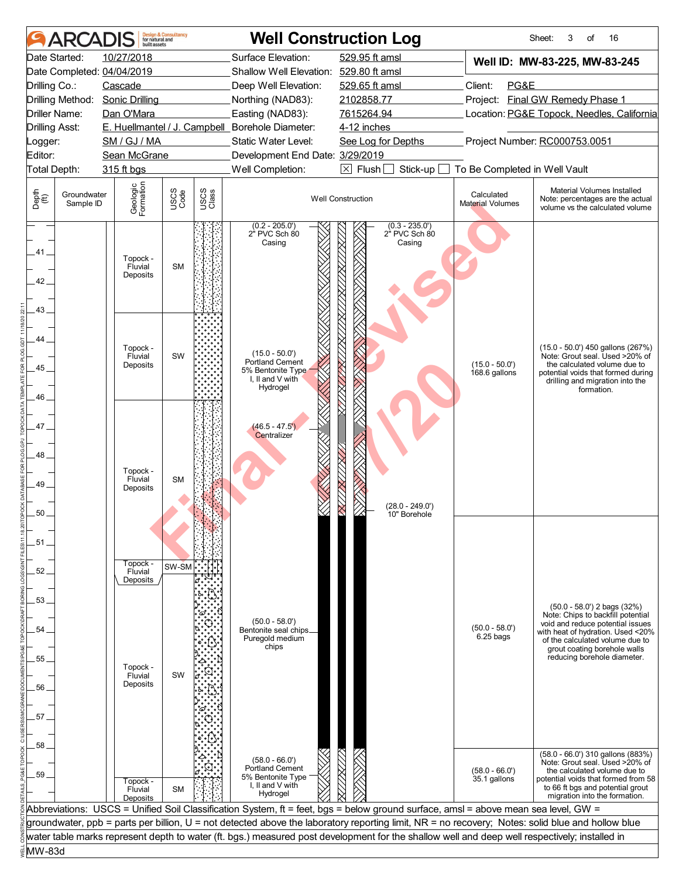# ARCADIS Well Construction Log

| | | | | | |
|---|---|---|---|---|---|
| Date Started: | 10/27/2018 | Surface Elevation: | 529.95 ft amsl | **Well ID: MW-83-225, MW-83-245** | |
| Date Completed: | 04/04/2019 | Shallow Well Elevation: | 529.80 ft amsl | | |
| Drilling Co.: | Cascade | Deep Well Elevation: | 529.65 ft amsl | Client: | PG&E |
| Drilling Method: | Sonic Drilling | Northing (NAD83): | 2102858.77 | Project: | Final GW Remedy Phase 1 |
| Driller Name: | Dan O'Mara | Easting (NAD83): | 7615264.94 | Location: | PG&E Topock, Needles, California |
| Drilling Asst: | E. Huellmantel / J. Campbell | Borehole Diameter: | 4-12 inches | | |
| Logger: | SM / GJ / MA | Static Water Level: | See Log for Depths | Project Number: | RC000753.0051 |
| Editor: | Sean McGrane | Development End Date: | 3/29/2019 | | |
| Total Depth: | 315 ft bgs | Well Completion: | ☒ Flush ☐ Stick-up ☐ To Be Completed in Well Vault | | |

| Depth (ft) | Groundwater Sample ID | Geologic Formation | USCS Code | Well Construction | Calculated Material Volumes | Material Volumes Installed Note: percentages are the actual volume vs the calculated volume |
|---|---|---|---|---|---|---|
| 40–43 | | Topock - Fluvial Deposits | SM | (0.2 - 205.0') 2" PVC Sch 80 Casing; (0.3 - 235.0') 2" PVC Sch 80 Casing | | |
| 43–46 | | Topock - Fluvial Deposits | SW | (15.0 - 50.0') Portland Cement 5% Bentonite Type I, II and V with Hydrogel | (15.0 - 50.0') 168.6 gallons | (15.0 - 50.0') 450 gallons (267%) Note: Grout seal. Used >20% of the calculated volume due to potential voids that formed during drilling and migration into the formation. |
| 46–51.6 | | Topock - Fluvial Deposits | SM | (46.5 - 47.5') Centralizer; (28.0 - 249.0') 10" Borehole | | |
| 51.6–52.4 | | Topock - Fluvial Deposits | SW-SM | | | |
| 52.4–59.5 | | Topock - Fluvial Deposits | SW | (50.0 - 58.0') Bentonite seal chips Puregold medium chips | (50.0 - 58.0') 6.25 bags | (50.0 - 58.0') 2 bags (32%) Note: Chips to backfill potential void and reduce potential issues with heat of hydration. Used <20% of the calculated volume due to grout coating borehole walls reducing borehole diameter. |
| 58–60 | | Topock - Fluvial Deposits | SM | (58.0 - 66.0') Portland Cement 5% Bentonite Type I, II and V with Hydrogel | (58.0 - 66.0') 35.1 gallons | (58.0 - 66.0') 310 gallons (883%) Note: Grout seal. Used >20% of the calculated volume due to potential voids that formed from 58 to 66 ft bgs and potential grout migration into the formation. |

Abbreviations: USCS = Unified Soil Classification System, ft = feet, bgs = below ground surface, amsl = above mean sea level, GW = groundwater, ppb = parts per billion, U = not detected above the laboratory reporting limit, NR = no recovery; Notes: solid blue and hollow blue water table marks represent depth to water (ft. bgs.) measured post development for the shallow well and deep well respectively; installed in MW-83d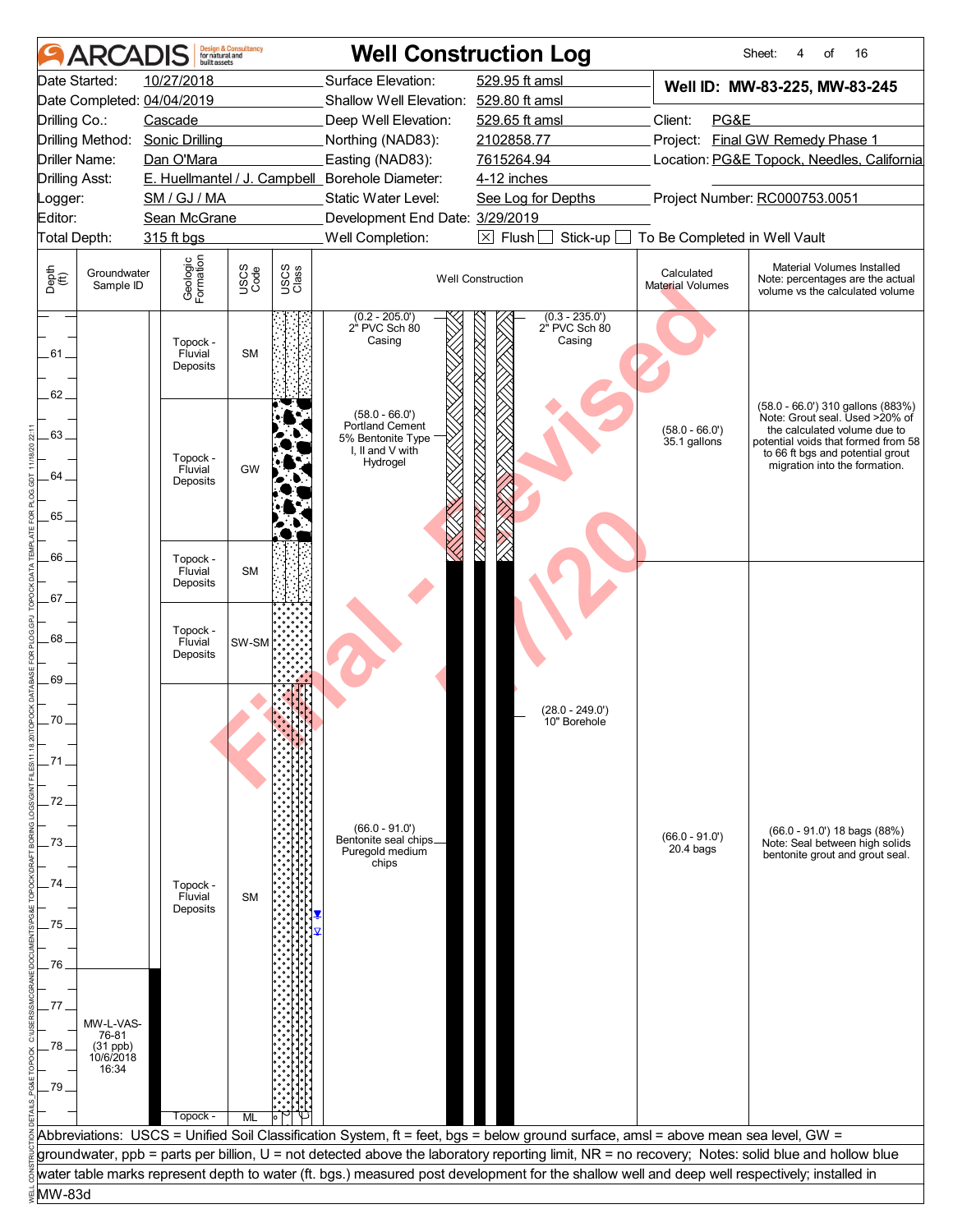# ARCADIS — Well Construction Log

Sheet: 4 of 16

| | | | |
|---|---|---|---|
| Date Started: | 10/27/2018 | Surface Elevation: | 529.95 ft amsl |
| Date Completed: | 04/04/2019 | Shallow Well Elevation: | 529.80 ft amsl |
| Drilling Co.: | Cascade | Deep Well Elevation: | 529.65 ft amsl |
| Drilling Method: | Sonic Drilling | Northing (NAD83): | 2102858.77 |
| Driller Name: | Dan O'Mara | Easting (NAD83): | 7615264.94 |
| Drilling Asst: | E. Huellmantel / J. Campbell | Borehole Diameter: | 4-12 inches |
| Logger: | SM / GJ / MA | Static Water Level: | See Log for Depths |
| Editor: | Sean McGrane | Development End Date: | 3/29/2019 |
| Total Depth: | 315 ft bgs | Well Completion: | [X] Flush [ ] Stick-up [ ] To Be Completed in Well Vault |

**Well ID: MW-83-225, MW-83-245**

Client: PG&E
Project: Final GW Remedy Phase 1
Location: PG&E Topock, Needles, California
Project Number: RC000753.0051

| Depth (ft) | Groundwater Sample ID | Geologic Formation | USCS Code | Well Construction | Calculated Material Volumes | Material Volumes Installed (Note: percentages are the actual volume vs the calculated volume) |
|---|---|---|---|---|---|---|
| 60–62 | | Topock - Fluvial Deposits | SM | (0.2 - 205.0') 2" PVC Sch 80 Casing; (0.3 - 235.0') 2" PVC Sch 80 Casing | | |
| 62–65.5 | | Topock - Fluvial Deposits | GW | (58.0 - 66.0') Portland Cement 5% Bentonite Type I, II and V with Hydrogel | (58.0 - 66.0') 35.1 gallons | (58.0 - 66.0') 310 gallons (883%) Note: Grout seal. Used >20% of the calculated volume due to potential voids that formed from 58 to 66 ft bgs and potential grout migration into the formation. |
| 65.5–67 | | Topock - Fluvial Deposits | SM | | | |
| 67–69 | | Topock - Fluvial Deposits | SW-SM | (28.0 - 249.0') 10" Borehole | | |
| 69–79.5 | MW-L-VAS-76-81 (31 ppb) 10/6/2018 16:34 | Topock - Fluvial Deposits | SM | (66.0 - 91.0') Bentonite seal chips Puregold medium chips | (66.0 - 91.0') 20.4 bags | (66.0 - 91.0') 18 bags (88%) Note: Seal between high solids bentonite grout and grout seal. |
| 79.5– | | Topock - | ML | | | |

Abbreviations: USCS = Unified Soil Classification System, ft = feet, bgs = below ground surface, amsl = above mean sea level, GW = groundwater, ppb = parts per billion, U = not detected above the laboratory reporting limit, NR = no recovery; Notes: solid blue and hollow blue water table marks represent depth to water (ft. bgs.) measured post development for the shallow well and deep well respectively; installed in MW-83d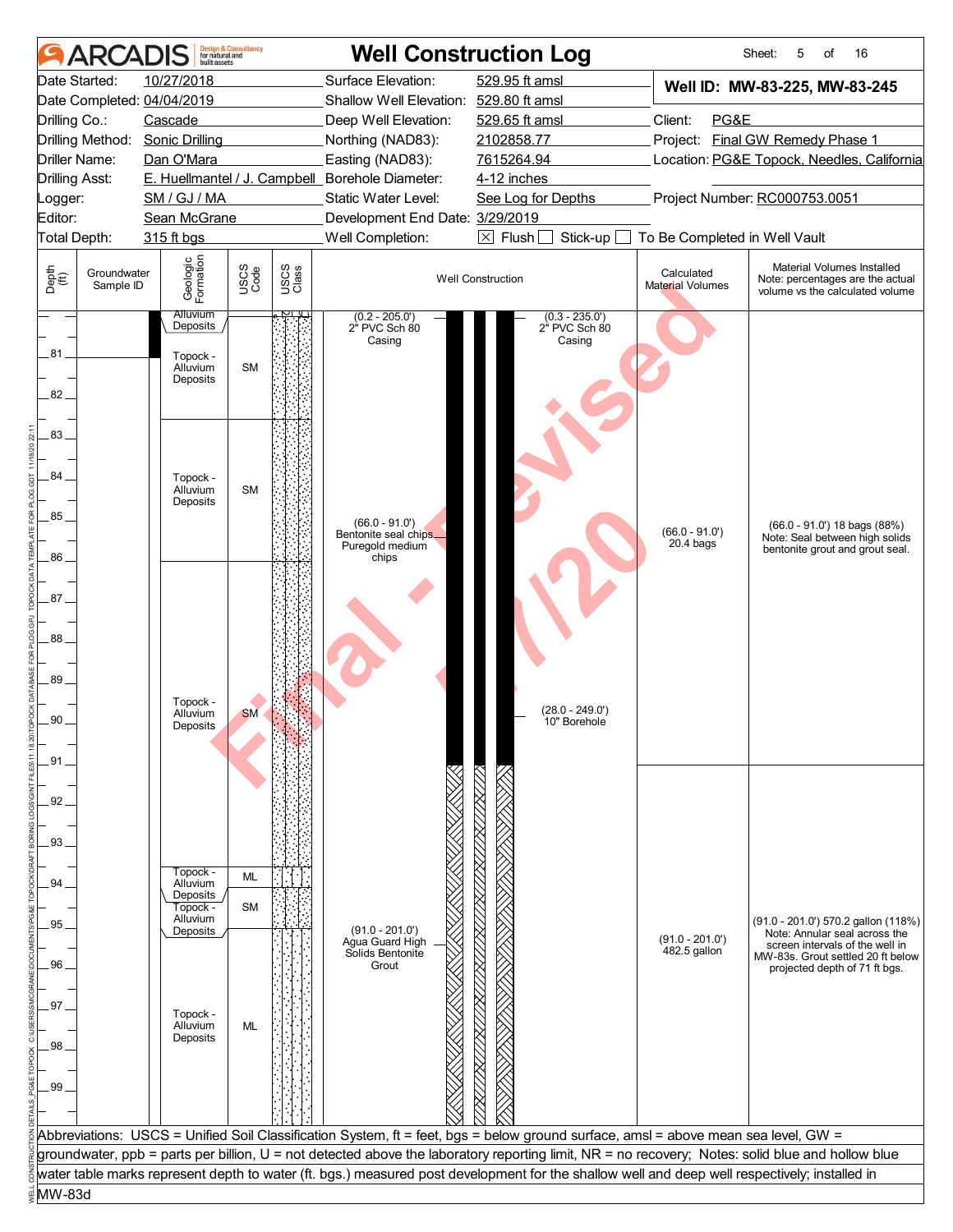# ARCADIS — Well Construction Log

Sheet: 5 of 16

| | | | |
|---|---|---|---|
| Date Started: | 10/27/2018 | Surface Elevation: | 529.95 ft amsl |
| Date Completed: | 04/04/2019 | Shallow Well Elevation: | 529.80 ft amsl |
| Drilling Co.: | Cascade | Deep Well Elevation: | 529.65 ft amsl |
| Drilling Method: | Sonic Drilling | Northing (NAD83): | 2102858.77 |
| Driller Name: | Dan O'Mara | Easting (NAD83): | 7615264.94 |
| Drilling Asst: | E. Huellmantel / J. Campbell | Borehole Diameter: | 4-12 inches |
| Logger: | SM / GJ / MA | Static Water Level: | See Log for Depths |
| Editor: | Sean McGrane | Development End Date: | 3/29/2019 |
| Total Depth: | 315 ft bgs | Well Completion: | ☒ Flush ☐ Stick-up ☐ To Be Completed in Well Vault |

**Well ID: MW-83-225, MW-83-245**

Client: PG&E
Project: Final GW Remedy Phase 1
Location: PG&E Topock, Needles, California
Project Number: RC000753.0051

| Depth (ft) | Groundwater Sample ID | Geologic Formation | USCS Code | Well Construction | Calculated Material Volumes | Material Volumes Installed (Note: percentages are the actual volume vs the calculated volume) |
|---|---|---|---|---|---|---|
| 80–81 | | Alluvium Deposits | | (0.2 - 205.0') 2" PVC Sch 80 Casing; (0.3 - 235.0') 2" PVC Sch 80 Casing | | |
| 81–83 | | Topock - Alluvium Deposits | SM | | | |
| 83–86.1 | | Topock - Alluvium Deposits | SM | (66.0 - 91.0') Bentonite seal chips Puregold medium chips | (66.0 - 91.0') 20.4 bags | (66.0 - 91.0') 18 bags (88%) Note: Seal between high solids bentonite grout and grout seal. |
| 86.1–93.6 | | Topock - Alluvium Deposits | SM | (28.0 - 249.0') 10" Borehole | | |
| 93.6–94.5 | | Topock - Alluvium Deposits | ML | | | |
| 94.5–95.1 | | Topock - Alluvium Deposits | SM | | | |
| 95.1–100 | | Topock - Alluvium Deposits | ML | (91.0 - 201.0') Agua Guard High Solids Bentonite Grout | (91.0 - 201.0') 482.5 gallon | (91.0 - 201.0') 570.2 gallon (118%) Note: Annular seal across the screen intervals of the well in MW-83s. Grout settled 20 ft below projected depth of 71 ft bgs. |

Abbreviations: USCS = Unified Soil Classification System, ft = feet, bgs = below ground surface, amsl = above mean sea level, GW = groundwater, ppb = parts per billion, U = not detected above the laboratory reporting limit, NR = no recovery; Notes: solid blue and hollow blue water table marks represent depth to water (ft. bgs.) measured post development for the shallow well and deep well respectively; installed in MW-83d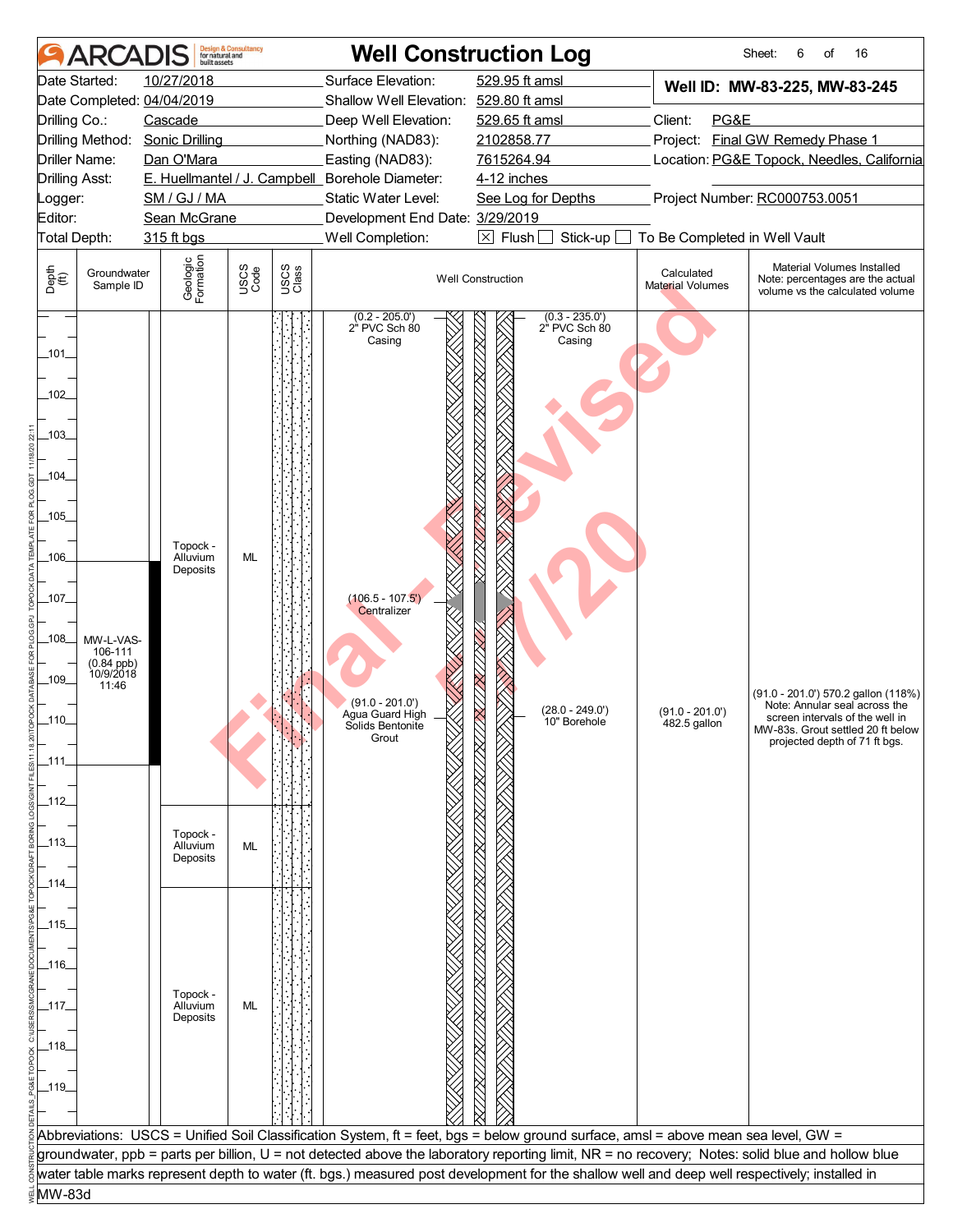# Well Construction Log

| | | | |
|---|---|---|---|
| Date Started: | 10/27/2018 | Surface Elevation: | 529.95 ft amsl |
| Date Completed: | 04/04/2019 | Shallow Well Elevation: | 529.80 ft amsl |
| Drilling Co.: | Cascade | Deep Well Elevation: | 529.65 ft amsl |
| Drilling Method: | Sonic Drilling | Northing (NAD83): | 2102858.77 |
| Driller Name: | Dan O'Mara | Easting (NAD83): | 7615264.94 |
| Drilling Asst: | E. Huellmantel / J. Campbell | Borehole Diameter: | 4-12 inches |
| Logger: | SM / GJ / MA | Static Water Level: | See Log for Depths |
| Editor: | Sean McGrane | Development End Date: | 3/29/2019 |
| Total Depth: | 315 ft bgs | Well Completion: | ☒ Flush ☐ Stick-up ☐ To Be Completed in Well Vault |

**Well ID: MW-83-225, MW-83-245**

Client: PG&E
Project: Final GW Remedy Phase 1
Location: PG&E Topock, Needles, California
Project Number: RC000753.0051

| Depth (ft) | Groundwater Sample ID | Geologic Formation | USCS Code | Well Construction | Calculated Material Volumes | Material Volumes Installed |
|---|---|---|---|---|---|---|
| 101–111.9 | MW-L-VAS-106-111 (0.84 ppb) 10/9/2018 11:46 | Topock - Alluvium Deposits | ML | (0.2 - 205.0') 2" PVC Sch 80 Casing; (0.3 - 235.0') 2" PVC Sch 80 Casing; (106.5 - 107.5') Centralizer; (91.0 - 201.0') Agua Guard High Solids Bentonite Grout; (28.0 - 249.0') 10" Borehole | (91.0 - 201.0') 482.5 gallon | (91.0 - 201.0') 570.2 gallon (118%) Note: Annular seal across the screen intervals of the well in MW-83s. Grout settled 20 ft below projected depth of 71 ft bgs. |
| 111.9–114.1 | | Topock - Alluvium Deposits | ML | | | |
| 114.1–120 | | Topock - Alluvium Deposits | ML | | | |

Abbreviations: USCS = Unified Soil Classification System, ft = feet, bgs = below ground surface, amsl = above mean sea level, GW = groundwater, ppb = parts per billion, U = not detected above the laboratory reporting limit, NR = no recovery; Notes: solid blue and hollow blue water table marks represent depth to water (ft. bgs.) measured post development for the shallow well and deep well respectively; installed in MW-83d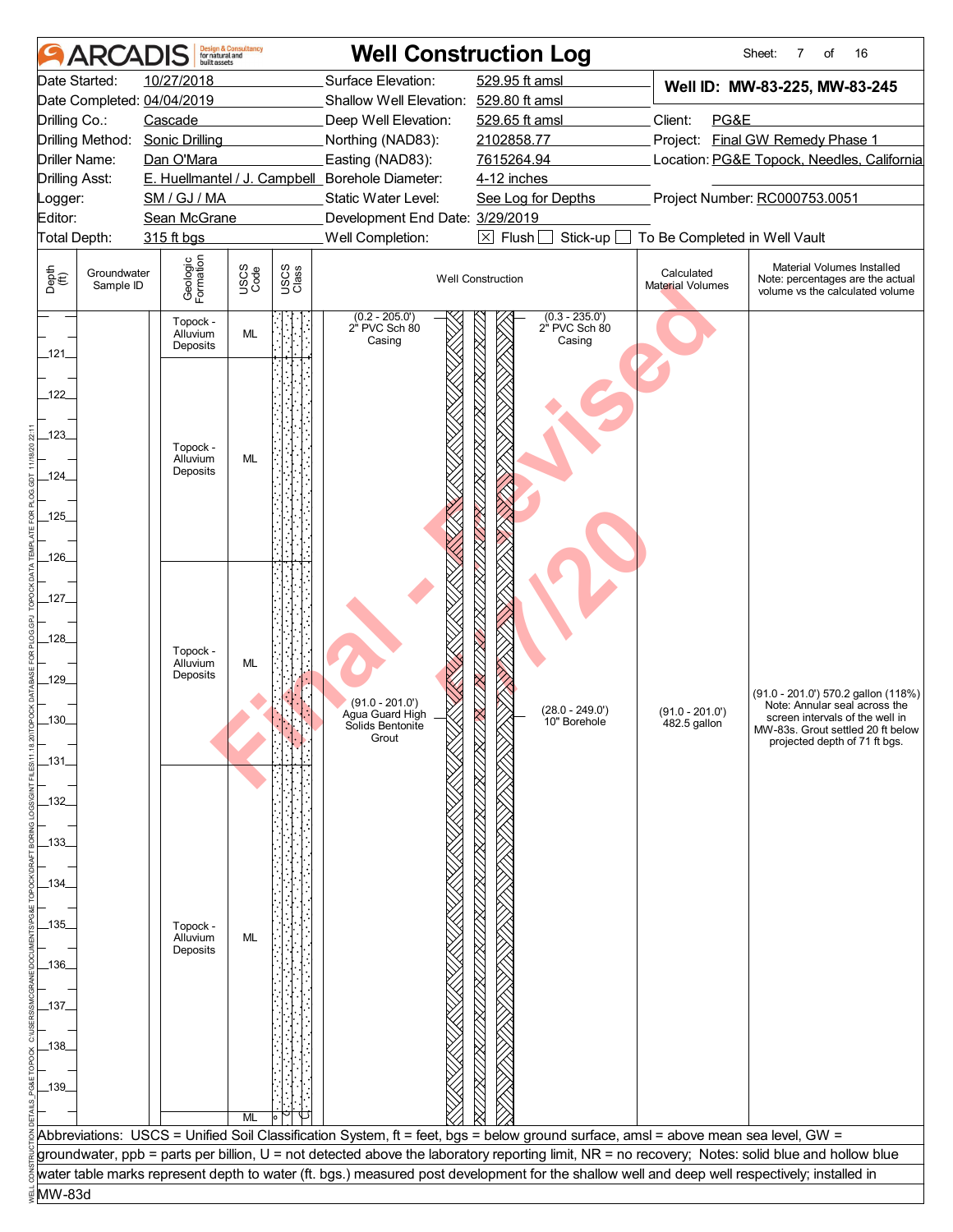# Well Construction Log

ARCADIS Design & Consultancy for natural and built assets

| | | | | | |
|---|---|---|---|---|---|
| Date Started: | 10/27/2018 | Surface Elevation: | 529.95 ft amsl | **Well ID: MW-83-225, MW-83-245** | |
| Date Completed: | 04/04/2019 | Shallow Well Elevation: | 529.80 ft amsl | | |
| Drilling Co.: | Cascade | Deep Well Elevation: | 529.65 ft amsl | Client: | PG&E |
| Drilling Method: | Sonic Drilling | Northing (NAD83): | 2102858.77 | Project: | Final GW Remedy Phase 1 |
| Driller Name: | Dan O'Mara | Easting (NAD83): | 7615264.94 | Location: | PG&E Topock, Needles, California |
| Drilling Asst: | E. Huellmantel / J. Campbell | Borehole Diameter: | 4-12 inches | | |
| Logger: | SM / GJ / MA | Static Water Level: | See Log for Depths | Project Number: | RC000753.0051 |
| Editor: | Sean McGrane | Development End Date: | 3/29/2019 | | |
| Total Depth: | 315 ft bgs | Well Completion: | ☒ Flush ☐ Stick-up ☐ To Be Completed in Well Vault | | |

| Depth (ft) | Groundwater Sample ID | Geologic Formation | USCS Code | Well Construction | Calculated Material Volumes | Material Volumes Installed (Note: percentages are the actual volume vs the calculated volume) |
|---|---|---|---|---|---|---|
| 120–121 | | Topock - Alluvium Deposits | ML | (0.2 - 205.0') 2" PVC Sch 80 Casing; (0.3 - 235.0') 2" PVC Sch 80 Casing | | |
| 121–126 | | Topock - Alluvium Deposits | ML | | | |
| 126–131 | | Topock - Alluvium Deposits | ML | (91.0 - 201.0') Agua Guard High Solids Bentonite Grout; (28.0 - 249.0') 10" Borehole | (91.0 - 201.0') 482.5 gallon | (91.0 - 201.0') 570.2 gallon (118%) Note: Annular seal across the screen intervals of the well in MW-83s. Grout settled 20 ft below projected depth of 71 ft bgs. |
| 131–140 | | Topock - Alluvium Deposits | ML | | | |
| 140 | | | ML | | | |

Abbreviations: USCS = Unified Soil Classification System, ft = feet, bgs = below ground surface, amsl = above mean sea level, GW = groundwater, ppb = parts per billion, U = not detected above the laboratory reporting limit, NR = no recovery; Notes: solid blue and hollow blue water table marks represent depth to water (ft. bgs.) measured post development for the shallow well and deep well respectively; installed in MW-83d

Final - Revised 11/1/20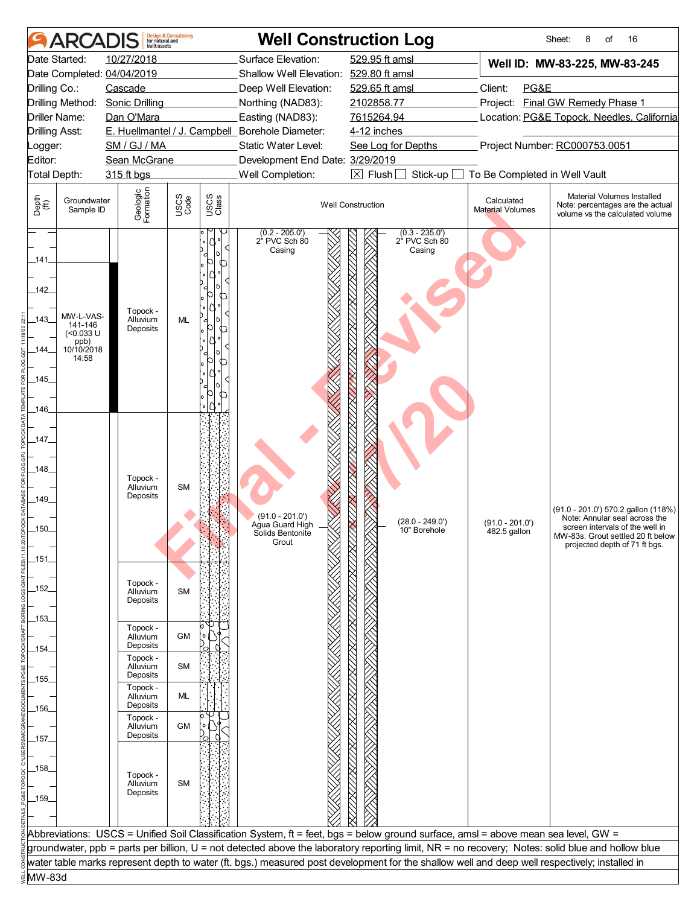# ARCADIS — Well Construction Log

Sheet: 8 of 16

| | | | |
|---|---|---|---|
| Date Started: | 10/27/2018 | Surface Elevation: | 529.95 ft amsl |
| Date Completed: | 04/04/2019 | Shallow Well Elevation: | 529.80 ft amsl |
| Drilling Co.: | Cascade | Deep Well Elevation: | 529.65 ft amsl |
| Drilling Method: | Sonic Drilling | Northing (NAD83): | 2102858.77 |
| Driller Name: | Dan O'Mara | Easting (NAD83): | 7615264.94 |
| Drilling Asst: | E. Huellmantel / J. Campbell | Borehole Diameter: | 4-12 inches |
| Logger: | SM / GJ / MA | Static Water Level: | See Log for Depths |
| Editor: | Sean McGrane | Development End Date: | 3/29/2019 |
| Total Depth: | 315 ft bgs | Well Completion: | ☒ Flush ☐ Stick-up ☐ To Be Completed in Well Vault |

**Well ID: MW-83-225, MW-83-245**

Client: PG&E
Project: Final GW Remedy Phase 1
Location: PG&E Topock, Needles, California
Project Number: RC000753.0051

| Depth (ft) | Groundwater Sample ID | Geologic Formation | USCS Code |
|---|---|---|---|
| 140.0 – 146.0 | MW-L-VAS-141-146 (<0.033 U ppb) 10/10/2018 14:58 | Topock - Alluvium Deposits | ML |
| 146.0 – 151.0 | | Topock - Alluvium Deposits | SM |
| 151.0 – 153.0 | | Topock - Alluvium Deposits | SM |
| 153.0 – 154.0 | | Topock - Alluvium Deposits | GM |
| 154.0 – 155.0 | | Topock - Alluvium Deposits | SM |
| 155.0 – 156.0 | | Topock - Alluvium Deposits | ML |
| 156.0 – 157.0 | | Topock - Alluvium Deposits | GM |
| 157.0 – 160.0 | | Topock - Alluvium Deposits | SM |

**Well Construction:**

- (0.2 - 205.0') 2" PVC Sch 80 Casing
- (0.3 - 235.0') 2" PVC Sch 80 Casing
- (91.0 - 201.0') Agua Guard High Solids Bentonite Grout
- (28.0 - 249.0') 10" Borehole

**Calculated Material Volumes:** (91.0 - 201.0') 482.5 gallon

**Material Volumes Installed** (Note: percentages are the actual volume vs the calculated volume): (91.0 - 201.0') 570.2 gallon (118%) Note: Annular seal across the screen intervals of the well in MW-83s. Grout settled 20 ft below projected depth of 71 ft bgs.

Abbreviations: USCS = Unified Soil Classification System, ft = feet, bgs = below ground surface, amsl = above mean sea level, GW = groundwater, ppb = parts per billion, U = not detected above the laboratory reporting limit, NR = no recovery; Notes: solid blue and hollow blue water table marks represent depth to water (ft. bgs.) measured post development for the shallow well and deep well respectively; installed in MW-83d

Final - Revised 11/20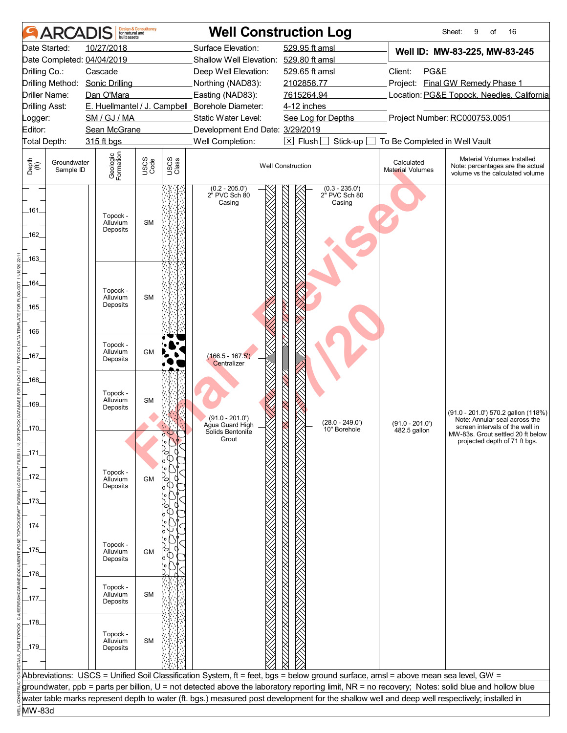# ARCADIS — Well Construction Log

Sheet: 9 of 16

| | | | |
|---|---|---|---|
| Date Started: | 10/27/2018 | Surface Elevation: | 529.95 ft amsl |
| Date Completed: | 04/04/2019 | Shallow Well Elevation: | 529.80 ft amsl |
| Drilling Co.: | Cascade | Deep Well Elevation: | 529.65 ft amsl |
| Drilling Method: | Sonic Drilling | Northing (NAD83): | 2102858.77 |
| Driller Name: | Dan O'Mara | Easting (NAD83): | 7615264.94 |
| Drilling Asst: | E. Huellmantel / J. Campbell | Borehole Diameter: | 4-12 inches |
| Logger: | SM / GJ / MA | Static Water Level: | See Log for Depths |
| Editor: | Sean McGrane | Development End Date: | 3/29/2019 |
| Total Depth: | 315 ft bgs | Well Completion: | ☒ Flush ☐ Stick-up ☐ To Be Completed in Well Vault |

**Well ID: MW-83-225, MW-83-245**

Client: PG&E
Project: Final GW Remedy Phase 1
Location: PG&E Topock, Needles, California
Project Number: RC000753.0051

| Depth (ft) | Groundwater Sample ID | Geologic Formation | USCS Code | Well Construction | Calculated Material Volumes | Material Volumes Installed (Note: percentages are the actual volume vs the calculated volume) |
|---|---|---|---|---|---|---|
| 160–163 | | Topock - Alluvium Deposits | SM | (0.2 - 205.0') 2" PVC Sch 80 Casing; (0.3 - 235.0') 2" PVC Sch 80 Casing | | |
| 163–166 | | Topock - Alluvium Deposits | SM | | | |
| 166–167.5 | | Topock - Alluvium Deposits | GM | (166.5 - 167.5') Centralizer | | |
| 167.5–170 | | Topock - Alluvium Deposits | SM | (91.0 - 201.0') Agua Guard High Solids Bentonite Grout; (28.0 - 249.0') 10" Borehole | (91.0 - 201.0') 482.5 gallon | (91.0 - 201.0') 570.2 gallon (118%) Note: Annular seal across the screen intervals of the well in MW-83s. Grout settled 20 ft below projected depth of 71 ft bgs. |
| 170–174 | | Topock - Alluvium Deposits | GM | | | |
| 174–176 | | Topock - Alluvium Deposits | GM | | | |
| 176–177.5 | | Topock - Alluvium Deposits | SM | | | |
| 177.5–180 | | Topock - Alluvium Deposits | SM | | | |

Abbreviations: USCS = Unified Soil Classification System, ft = feet, bgs = below ground surface, amsl = above mean sea level, GW = groundwater, ppb = parts per billion, U = not detected above the laboratory reporting limit, NR = no recovery; Notes: solid blue and hollow blue water table marks represent depth to water (ft. bgs.) measured post development for the shallow well and deep well respectively; installed in MW-83d

Final - Revised 11/20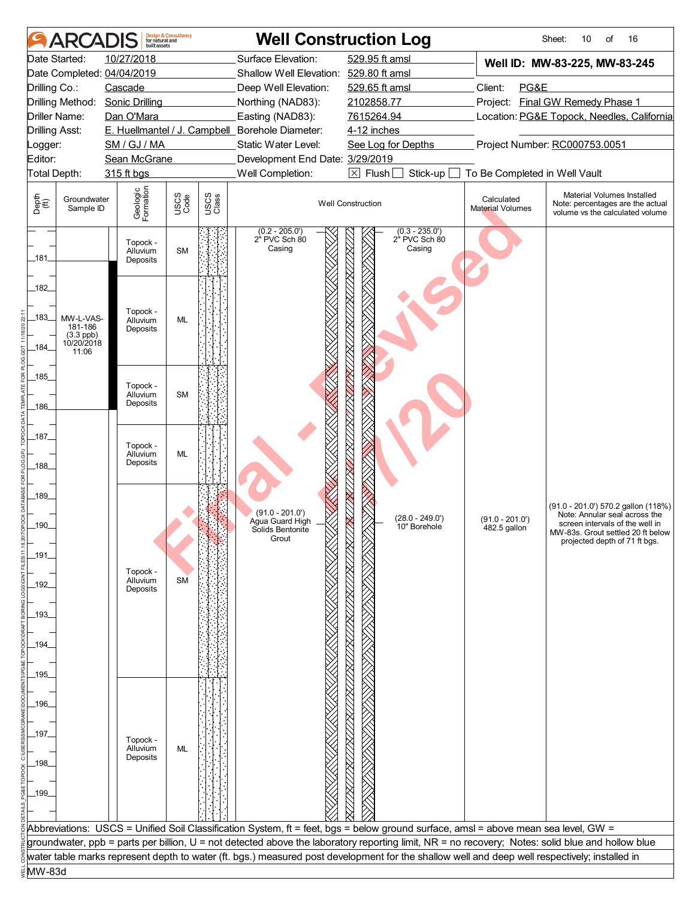# Well Construction Log

Sheet: 10 of 16

| | | | |
|---|---|---|---|
| Date Started: | 10/27/2018 | Surface Elevation: | 529.95 ft amsl |
| Date Completed: | 04/04/2019 | Shallow Well Elevation: | 529.80 ft amsl |
| Drilling Co.: | Cascade | Deep Well Elevation: | 529.65 ft amsl |
| Drilling Method: | Sonic Drilling | Northing (NAD83): | 2102858.77 |
| Driller Name: | Dan O'Mara | Easting (NAD83): | 7615264.94 |
| Drilling Asst: | E. Huellmantel / J. Campbell | Borehole Diameter: | 4-12 inches |
| Logger: | SM / GJ / MA | Static Water Level: | See Log for Depths |
| Editor: | Sean McGrane | Development End Date: | 3/29/2019 |
| Total Depth: | 315 ft bgs | Well Completion: | [X] Flush [ ] Stick-up [ ] To Be Completed in Well Vault |

**Well ID: MW-83-225, MW-83-245**

Client: PG&E
Project: Final GW Remedy Phase 1
Location: PG&E Topock, Needles, California
Project Number: RC000753.0051

| Depth (ft) | Groundwater Sample ID | Geologic Formation | USCS Code | Well Construction | Calculated Material Volumes | Material Volumes Installed (Note: percentages are the actual volume vs the calculated volume) |
|---|---|---|---|---|---|---|
| 180–181 | | Topock - Alluvium Deposits | SM | (0.2 - 205.0') 2" PVC Sch 80 Casing; (0.3 - 235.0') 2" PVC Sch 80 Casing | | |
| 181–185 | MW-L-VAS-181-186 (3.3 ppb) 10/20/2018 11:06 | Topock - Alluvium Deposits | ML | | | |
| 185–187 | | Topock - Alluvium Deposits | SM | | | |
| 187–189 | | Topock - Alluvium Deposits | ML | | | |
| 189–195.5 | | Topock - Alluvium Deposits | SM | (91.0 - 201.0') Agua Guard High Solids Bentonite Grout; (28.0 - 249.0') 10" Borehole | (91.0 - 201.0') 482.5 gallon | (91.0 - 201.0') 570.2 gallon (118%) Note: Annular seal across the screen intervals of the well in MW-83s. Grout settled 20 ft below projected depth of 71 ft bgs. |
| 195.5–200 | | Topock - Alluvium Deposits | ML | | | |

Abbreviations: USCS = Unified Soil Classification System, ft = feet, bgs = below ground surface, amsl = above mean sea level, GW = groundwater, ppb = parts per billion, U = not detected above the laboratory reporting limit, NR = no recovery; Notes: solid blue and hollow blue water table marks represent depth to water (ft. bgs.) measured post development for the shallow well and deep well respectively; installed in MW-83d

Final - Revised 11/20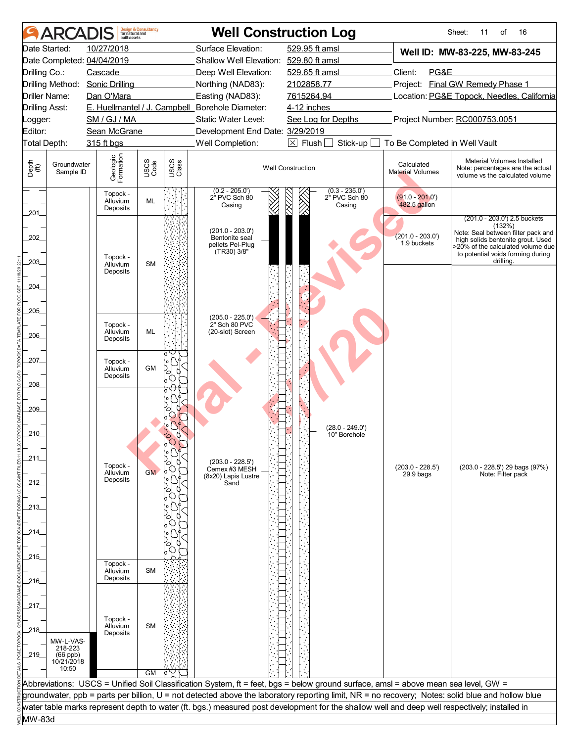# ARCADIS Well Construction Log

| | | | | | |
|---|---|---|---|---|---|
| Date Started: | 10/27/2018 | Surface Elevation: | 529.95 ft amsl | **Well ID: MW-83-225, MW-83-245** | |
| Date Completed: | 04/04/2019 | Shallow Well Elevation: | 529.80 ft amsl | | |
| Drilling Co.: | Cascade | Deep Well Elevation: | 529.65 ft amsl | Client: | PG&E |
| Drilling Method: | Sonic Drilling | Northing (NAD83): | 2102858.77 | Project: | Final GW Remedy Phase 1 |
| Driller Name: | Dan O'Mara | Easting (NAD83): | 7615264.94 | Location: | PG&E Topock, Needles, California |
| Drilling Asst: | E. Huellmantel / J. Campbell | Borehole Diameter: | 4-12 inches | | |
| Logger: | SM / GJ / MA | Static Water Level: | See Log for Depths | Project Number: | RC000753.0051 |
| Editor: | Sean McGrane | Development End Date: | 3/29/2019 | | |
| Total Depth: | 315 ft bgs | Well Completion: | ☒ Flush ☐ Stick-up ☐ To Be Completed in Well Vault | | |

| Depth (ft) | Groundwater Sample ID | Geologic Formation | USCS Code | Well Construction | Calculated Material Volumes | Material Volumes Installed (Note: percentages are the actual volume vs the calculated volume) |
|---|---|---|---|---|---|---|
| 200–201 | | Topock - Alluvium Deposits | ML | (0.2 - 205.0') 2" PVC Sch 80 Casing; (0.3 - 235.0') 2" PVC Sch 80 Casing | (91.0 - 201.0') 482.5 gallon | |
| 201–205 | | Topock - Alluvium Deposits | SM | (201.0 - 203.0') Bentonite seal pellets Pel-Plug (TR30) 3/8" | (201.0 - 203.0') 1.9 buckets | (201.0 - 203.0') 2.5 buckets (132%) Note: Seal between filter pack and high solids bentonite grout. Used >20% of the calculated volume due to potential voids forming during drilling. |
| 205–206.5 | | Topock - Alluvium Deposits | ML | (205.0 - 225.0') 2" Sch 80 PVC (20-slot) Screen | | |
| 206.5–208 | | Topock - Alluvium Deposits | GM | | | |
| 208–215 | | Topock - Alluvium Deposits | GM | (203.0 - 228.5') Cemex #3 MESH (8x20) Lapis Lustre Sand; (28.0 - 249.0') 10" Borehole | (203.0 - 228.5') 29.9 bags | (203.0 - 228.5') 29 bags (97%) Note: Filter pack |
| 215–216 | | Topock - Alluvium Deposits | SM | | | |
| 216–219.8 | MW-L-VAS-218-223 (66 ppb) 10/21/2018 10:50 | Topock - Alluvium Deposits | SM | | | |
| 219.8–220 | | | GM | | | |

Abbreviations: USCS = Unified Soil Classification System, ft = feet, bgs = below ground surface, amsl = above mean sea level, GW = groundwater, ppb = parts per billion, U = not detected above the laboratory reporting limit, NR = no recovery; Notes: solid blue and hollow blue water table marks represent depth to water (ft. bgs.) measured post development for the shallow well and deep well respectively; installed in MW-83d

Final - Revised 7/1/20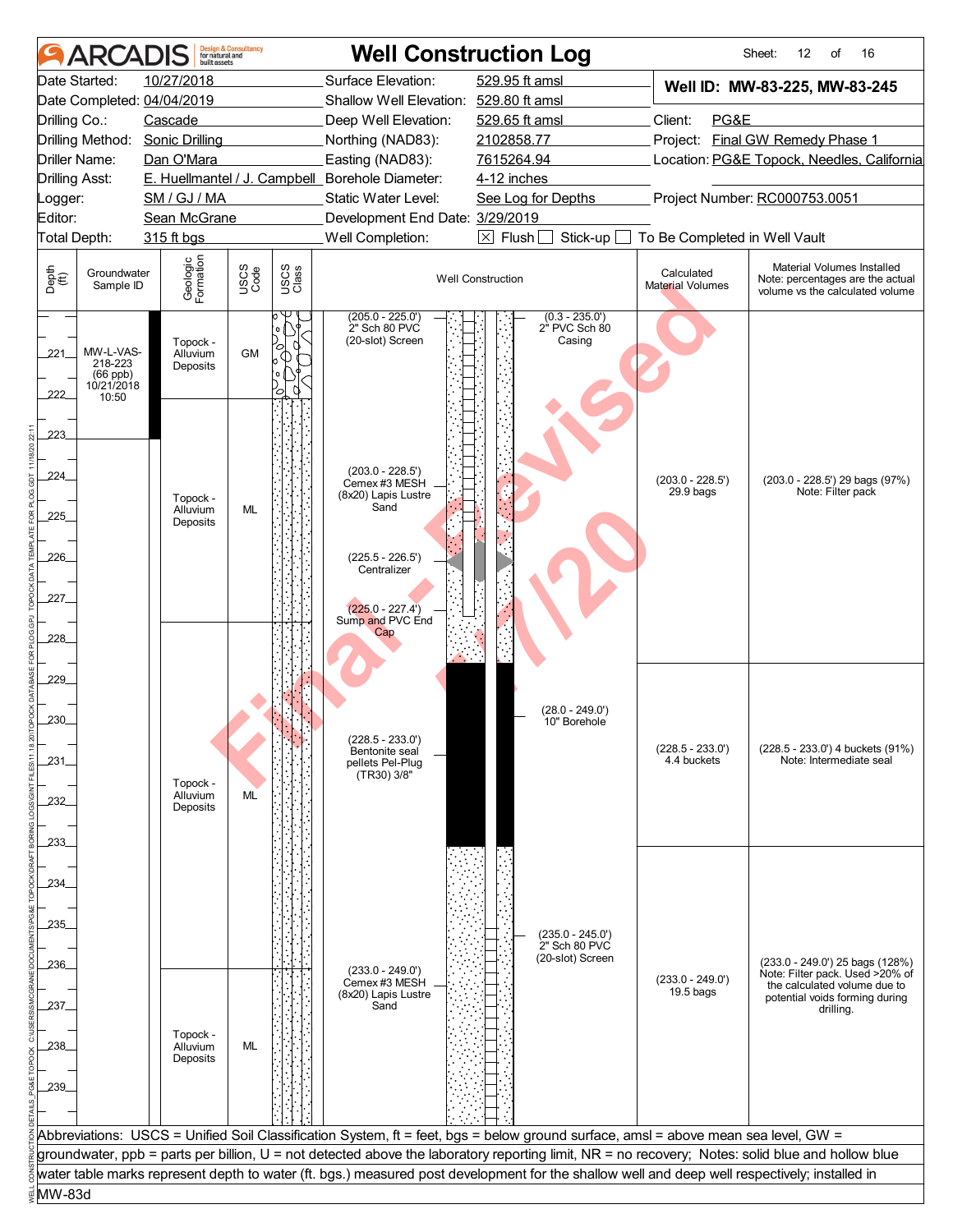# ARCADIS — Well Construction Log

Sheet: 12 of 16

| | | | |
|---|---|---|---|
| Date Started: | 10/27/2018 | Surface Elevation: | 529.95 ft amsl |
| Date Completed: | 04/04/2019 | Shallow Well Elevation: | 529.80 ft amsl |
| Drilling Co.: | Cascade | Deep Well Elevation: | 529.65 ft amsl |
| Drilling Method: | Sonic Drilling | Northing (NAD83): | 2102858.77 |
| Driller Name: | Dan O'Mara | Easting (NAD83): | 7615264.94 |
| Drilling Asst: | E. Huellmantel / J. Campbell | Borehole Diameter: | 4-12 inches |
| Logger: | SM / GJ / MA | Static Water Level: | See Log for Depths |
| Editor: | Sean McGrane | Development End Date: | 3/29/2019 |
| Total Depth: | 315 ft bgs | Well Completion: | ☒ Flush ☐ Stick-up ☐ To Be Completed in Well Vault |

**Well ID: MW-83-225, MW-83-245**

Client: PG&E
Project: Final GW Remedy Phase 1
Location: PG&E Topock, Needles, California
Project Number: RC000753.0051

| Depth (ft) | Groundwater Sample ID | Geologic Formation | USCS Code | Well Construction | Calculated Material Volumes | Material Volumes Installed (Note: percentages are the actual volume vs the calculated volume) |
|---|---|---|---|---|---|---|
| 220–222 | MW-L-VAS-218-223 (66 ppb) 10/21/2018 10:50 | Topock - Alluvium Deposits | GM | (205.0 - 225.0') 2" Sch 80 PVC (20-slot) Screen; (0.3 - 235.0') 2" PVC Sch 80 Casing | | |
| 222–227 | | Topock - Alluvium Deposits | ML | (203.0 - 228.5') Cemex #3 MESH (8x20) Lapis Lustre Sand; (225.5 - 226.5') Centralizer | (203.0 - 228.5') 29.9 bags | (203.0 - 228.5') 29 bags (97%) Note: Filter pack |
| 227–236 | | Topock - Alluvium Deposits | ML | (225.0 - 227.4') Sump and PVC End Cap; (228.5 - 233.0') Bentonite seal pellets Pel-Plug (TR30) 3/8"; (28.0 - 249.0') 10" Borehole | (228.5 - 233.0') 4.4 buckets | (228.5 - 233.0') 4 buckets (91%) Note: Intermediate seal |
| 236–240 | | Topock - Alluvium Deposits | ML | (235.0 - 245.0') 2" Sch 80 PVC (20-slot) Screen; (233.0 - 249.0') Cemex #3 MESH (8x20) Lapis Lustre Sand | (233.0 - 249.0') 19.5 bags | (233.0 - 249.0') 25 bags (128%) Note: Filter pack. Used >20% of the calculated volume due to potential voids forming during drilling. |

Abbreviations: USCS = Unified Soil Classification System, ft = feet, bgs = below ground surface, amsl = above mean sea level, GW = groundwater, ppb = parts per billion, U = not detected above the laboratory reporting limit, NR = no recovery; Notes: solid blue and hollow blue water table marks represent depth to water (ft. bgs.) measured post development for the shallow well and deep well respectively; installed in MW-83d

Final - Revised 1/7/20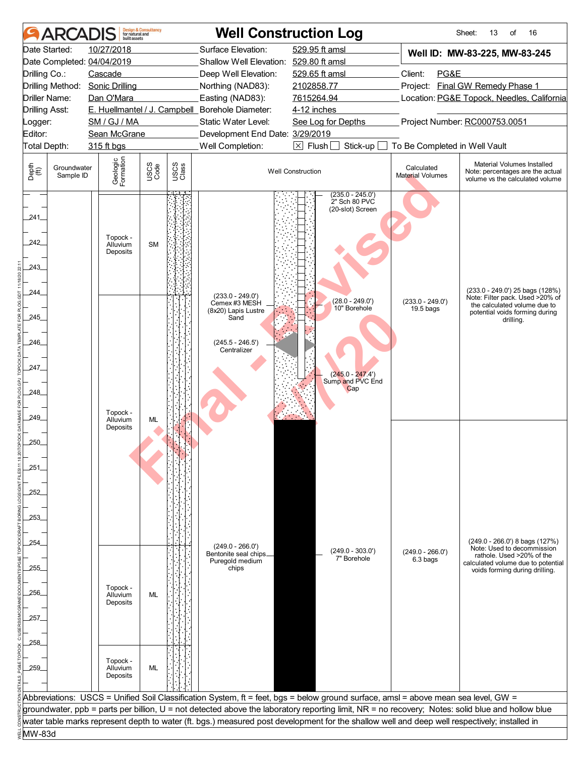# ARCADIS — Well Construction Log

| | | | |
|---|---|---|---|
| Date Started: | 10/27/2018 | Surface Elevation: | 529.95 ft amsl |
| Date Completed: | 04/04/2019 | Shallow Well Elevation: | 529.80 ft amsl |
| Drilling Co.: | Cascade | Deep Well Elevation: | 529.65 ft amsl |
| Drilling Method: | Sonic Drilling | Northing (NAD83): | 2102858.77 |
| Driller Name: | Dan O'Mara | Easting (NAD83): | 7615264.94 |
| Drilling Asst: | E. Huellmantel / J. Campbell | Borehole Diameter: | 4-12 inches |
| Logger: | SM / GJ / MA | Static Water Level: | See Log for Depths |
| Editor: | Sean McGrane | Development End Date: | 3/29/2019 |
| Total Depth: | 315 ft bgs | Well Completion: | ☒ Flush ☐ Stick-up ☐ To Be Completed in Well Vault |

**Well ID: MW-83-225, MW-83-245**

Client: PG&E
Project: Final GW Remedy Phase 1
Location: PG&E Topock, Needles, California
Project Number: RC000753.0051

| Depth (ft) | Groundwater Sample ID | Geologic Formation | USCS Code | Well Construction | Calculated Material Volumes | Material Volumes Installed (Note: percentages are the actual volume vs the calculated volume) |
|---|---|---|---|---|---|---|
| 240–244 | | Topock - Alluvium Deposits | SM | (235.0 - 245.0') 2" Sch 80 PVC (20-slot) Screen | | |
| 244–254 | | Topock - Alluvium Deposits | ML | (233.0 - 249.0') Cemex #3 MESH (8x20) Lapis Lustre Sand; (28.0 - 249.0') 10" Borehole; (245.5 - 246.5') Centralizer; (245.0 - 247.4') Sump and PVC End Cap | (233.0 - 249.0') 19.5 bags | (233.0 - 249.0') 25 bags (128%) Note: Filter pack. Used >20% of the calculated volume due to potential voids forming during drilling. |
| 254–258 | | Topock - Alluvium Deposits | ML | (249.0 - 266.0') Bentonite seal chips Puregold medium chips; (249.0 - 303.0') 7" Borehole | (249.0 - 266.0') 6.3 bags | (249.0 - 266.0') 8 bags (127%) Note: Used to decommission rathole. Used >20% of the calculated volume due to potential voids forming during drilling. |
| 258–260 | | Topock - Alluvium Deposits | ML | | | |

Abbreviations: USCS = Unified Soil Classification System, ft = feet, bgs = below ground surface, amsl = above mean sea level, GW = groundwater, ppb = parts per billion, U = not detected above the laboratory reporting limit, NR = no recovery; Notes: solid blue and hollow blue water table marks represent depth to water (ft. bgs.) measured post development for the shallow well and deep well respectively; installed in MW-83d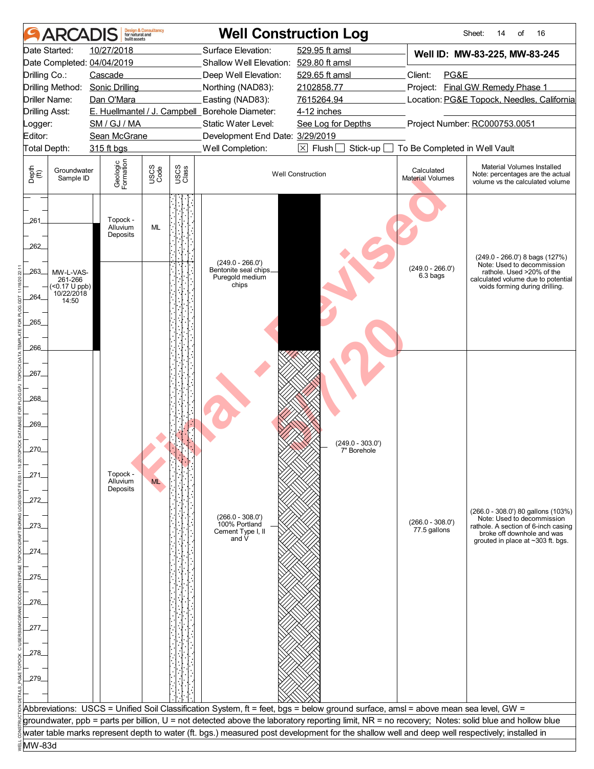# Well Construction Log

**ARCADIS** Design & Consultancy for natural and built assets

| | | | |
|---|---|---|---|
| Date Started: | 10/27/2018 | Surface Elevation: | 529.95 ft amsl |
| Date Completed: | 04/04/2019 | Shallow Well Elevation: | 529.80 ft amsl |
| Drilling Co.: | Cascade | Deep Well Elevation: | 529.65 ft amsl |
| Drilling Method: | Sonic Drilling | Northing (NAD83): | 2102858.77 |
| Driller Name: | Dan O'Mara | Easting (NAD83): | 7615264.94 |
| Drilling Asst: | E. Huellmantel / J. Campbell | Borehole Diameter: | 4-12 inches |
| Logger: | SM / GJ / MA | Static Water Level: | See Log for Depths |
| Editor: | Sean McGrane | Development End Date: | 3/29/2019 |
| Total Depth: | 315 ft bgs | Well Completion: | ☒ Flush ☐ Stick-up ☐ To Be Completed in Well Vault |

**Well ID: MW-83-225, MW-83-245**

Client: PG&E
Project: Final GW Remedy Phase 1
Location: PG&E Topock, Needles, California
Project Number: RC000753.0051

| Depth (ft) | Groundwater Sample ID | Geologic Formation | USCS Code | Well Construction | Calculated Material Volumes | Material Volumes Installed (Note: percentages are the actual volume vs the calculated volume) |
|---|---|---|---|---|---|---|
| 261–262 | | Topock - Alluvium Deposits | ML | (249.0 - 266.0') Bentonite seal chips Puregold medium chips | (249.0 - 266.0') 6.3 bags | (249.0 - 266.0') 8 bags (127%) Note: Used to decommission rathole. Used >20% of the calculated volume due to potential voids forming during drilling. |
| 263–266 | MW-L-VAS-261-266 (<0.17 U ppb) 10/22/2018 14:50 | | | | | |
| 266–279 | | Topock - Alluvium Deposits | ML | (266.0 - 308.0') 100% Portland Cement Type I, II and V; (249.0 - 303.0') 7" Borehole | (266.0 - 308.0') 77.5 gallons | (266.0 - 308.0') 80 gallons (103%) Note: Used to decommission rathole. A section of 6-inch casing broke off downhole and was grouted in place at ~303 ft. bgs. |

Abbreviations: USCS = Unified Soil Classification System, ft = feet, bgs = below ground surface, amsl = above mean sea level, GW = groundwater, ppb = parts per billion, U = not detected above the laboratory reporting limit, NR = no recovery; Notes: solid blue and hollow blue water table marks represent depth to water (ft. bgs.) measured post development for the shallow well and deep well respectively; installed in MW-83d

Final - Revised 5/7/20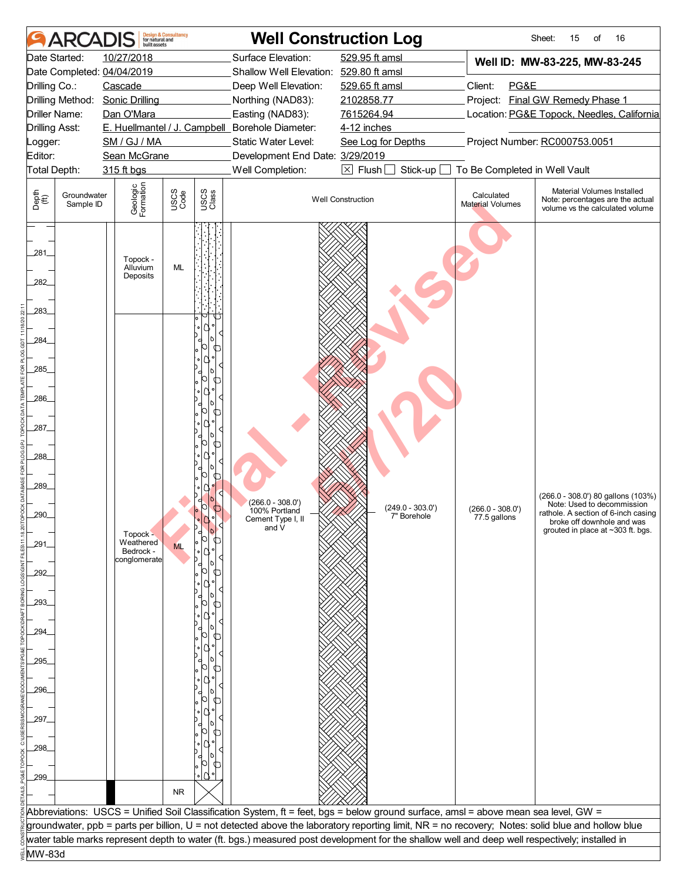# ARCADIS — Well Construction Log

Sheet: 15 of 16

| | | | |
|---|---|---|---|
| Date Started: | 10/27/2018 | Surface Elevation: | 529.95 ft amsl |
| Date Completed: | 04/04/2019 | Shallow Well Elevation: | 529.80 ft amsl |
| Drilling Co.: | Cascade | Deep Well Elevation: | 529.65 ft amsl |
| Drilling Method: | Sonic Drilling | Northing (NAD83): | 2102858.77 |
| Driller Name: | Dan O'Mara | Easting (NAD83): | 7615264.94 |
| Drilling Asst: | E. Huellmantel / J. Campbell | Borehole Diameter: | 4-12 inches |
| Logger: | SM / GJ / MA | Static Water Level: | See Log for Depths |
| Editor: | Sean McGrane | Development End Date: | 3/29/2019 |
| Total Depth: | 315 ft bgs | Well Completion: | ☒ Flush ☐ Stick-up ☐ To Be Completed in Well Vault |

**Well ID: MW-83-225, MW-83-245**

Client: PG&E
Project: Final GW Remedy Phase 1
Location: PG&E Topock, Needles, California
Project Number: RC000753.0051

| Depth (ft) | Groundwater Sample ID | Geologic Formation | USCS Code | USCS Class | Well Construction | Calculated Material Volumes | Material Volumes Installed (Note: percentages are the actual volume vs the calculated volume) |
|---|---|---|---|---|---|---|---|
| 281–283 | | Topock - Alluvium Deposits | ML | | | | |
| 283–299 | | Topock - Weathered Bedrock - conglomerate | ML | | (266.0 - 308.0') 100% Portland Cement Type I, II and V; (249.0 - 303.0') 7" Borehole | (266.0 - 308.0') 77.5 gallons | (266.0 - 308.0') 80 gallons (103%) Note: Used to decommission rathole. A section of 6-inch casing broke off downhole and was grouted in place at ~303 ft. bgs. |
| 299–300 | | | NR | | | | |

Final - Revised 5/1/20

Abbreviations: USCS = Unified Soil Classification System, ft = feet, bgs = below ground surface, amsl = above mean sea level, GW = groundwater, ppb = parts per billion, U = not detected above the laboratory reporting limit, NR = no recovery; Notes: solid blue and hollow blue water table marks represent depth to water (ft. bgs.) measured post development for the shallow well and deep well respectively; installed in MW-83d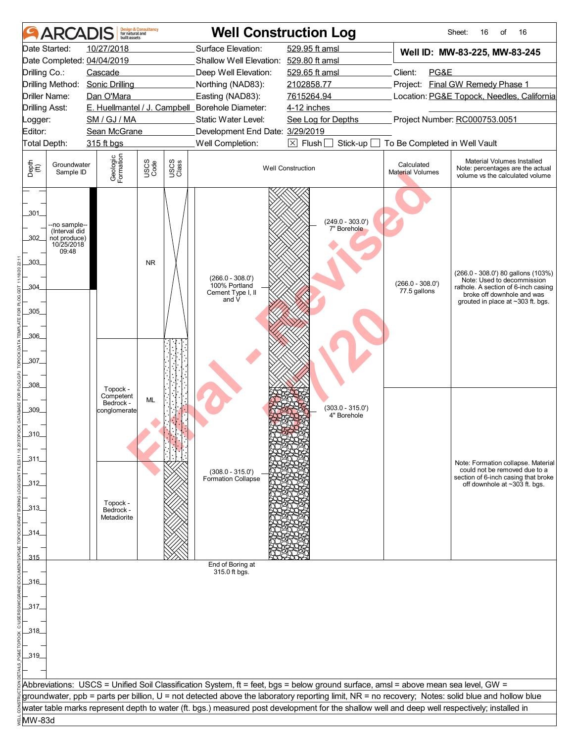# ARCADIS — Well Construction Log

Sheet: 16 of 16

| | | | |
|---|---|---|---|
| Date Started: | 10/27/2018 | Surface Elevation: | 529.95 ft amsl |
| Date Completed: | 04/04/2019 | Shallow Well Elevation: | 529.80 ft amsl |
| Drilling Co.: | Cascade | Deep Well Elevation: | 529.65 ft amsl |
| Drilling Method: | Sonic Drilling | Northing (NAD83): | 2102858.77 |
| Driller Name: | Dan O'Mara | Easting (NAD83): | 7615264.94 |
| Drilling Asst: | E. Huellmantel / J. Campbell | Borehole Diameter: | 4-12 inches |
| Logger: | SM / GJ / MA | Static Water Level: | See Log for Depths |
| Editor: | Sean McGrane | Development End Date: | 3/29/2019 |
| Total Depth: | 315 ft bgs | Well Completion: | [X] Flush [ ] Stick-up [ ] To Be Completed in Well Vault |

**Well ID: MW-83-225, MW-83-245**

Client: PG&E
Project: Final GW Remedy Phase 1
Location: PG&E Topock, Needles, California
Project Number: RC000753.0051

| Depth (ft) | Groundwater Sample ID | Geologic Formation | USCS Code | USCS Class | Well Construction | Calculated Material Volumes | Material Volumes Installed (Note: percentages are the actual volume vs the calculated volume) |
|---|---|---|---|---|---|---|---|
| 301–306 | --no sample-- (Interval did not produce) 10/25/2018 09:48 | | NR | | (249.0 - 303.0') 7" Borehole; (266.0 - 308.0') 100% Portland Cement Type I, II and V | (266.0 - 308.0') 77.5 gallons | (266.0 - 308.0') 80 gallons (103%) Note: Used to decommission rathole. A section of 6-inch casing broke off downhole and was grouted in place at ~303 ft. bgs. |
| 306–311 | | Topock - Competent Bedrock - conglomerate | ML | | (303.0 - 315.0') 4" Borehole | | |
| 311–315 | | Topock - Bedrock - Metadiorite | | | (308.0 - 315.0') Formation Collapse | | Note: Formation collapse. Material could not be removed due to a section of 6-inch casing that broke off downhole at ~303 ft. bgs. |

End of Boring at 315.0 ft bgs.

Abbreviations: USCS = Unified Soil Classification System, ft = feet, bgs = below ground surface, amsl = above mean sea level, GW = groundwater, ppb = parts per billion, U = not detected above the laboratory reporting limit, NR = no recovery; Notes: solid blue and hollow blue water table marks represent depth to water (ft. bgs.) measured post development for the shallow well and deep well respectively; installed in MW-83d

Final - Revised 11/20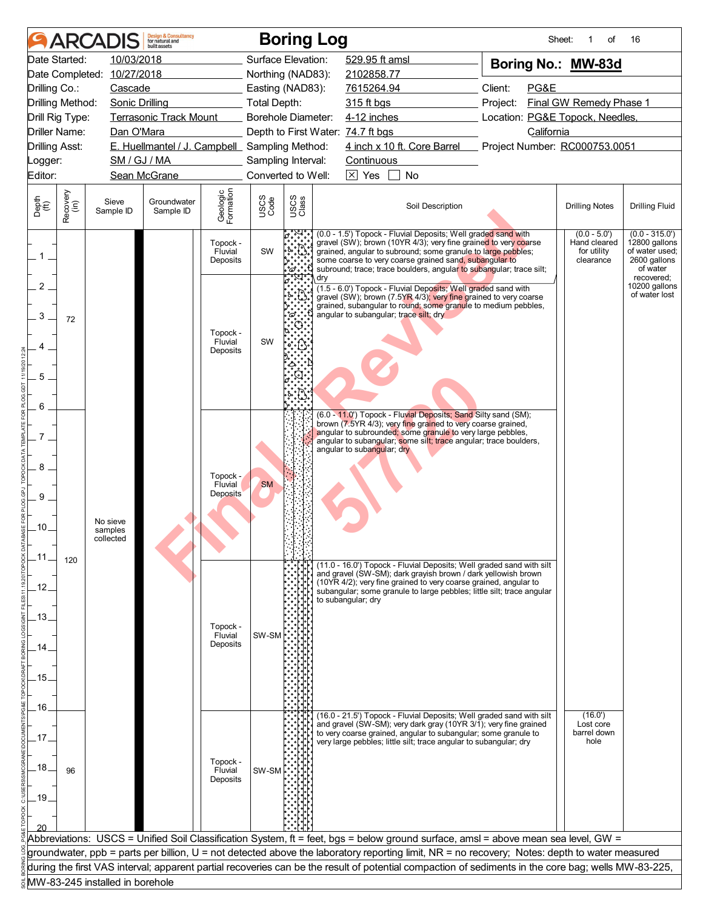# ARCADIS Boring Log

**Boring No.: MW-83d**

| | | | | | |
|---|---|---|---|---|---|
| Date Started: | 10/03/2018 | Surface Elevation: | 529.95 ft amsl | | |
| Date Completed: | 10/27/2018 | Northing (NAD83): | 2102858.77 | | |
| Drilling Co.: | Cascade | Easting (NAD83): | 7615264.94 | Client: | PG&E |
| Drilling Method: | Sonic Drilling | Total Depth: | 315 ft bgs | Project: | Final GW Remedy Phase 1 |
| Drill Rig Type: | Terrasonic Track Mount | Borehole Diameter: | 4-12 inches | Location: | PG&E Topock, Needles, California |
| Driller Name: | Dan O'Mara | Depth to First Water: | 74.7 ft bgs | | |
| Drilling Asst: | E. Huellmantel / J. Campbell | Sampling Method: | 4 inch x 10 ft. Core Barrel | Project Number: | RC000753.0051 |
| Logger: | SM / GJ / MA | Sampling Interval: | Continuous | | |
| Editor: | Sean McGrane | Converted to Well: | ☒ Yes ☐ No | | |

| Depth (ft) | Recovery (in) | Sieve Sample ID | Groundwater Sample ID | Geologic Formation | USCS Code | Soil Description | Drilling Notes | Drilling Fluid |
|---|---|---|---|---|---|---|---|---|
| 0.0 - 1.5 | 72 | No sieve samples collected | | Topock - Fluvial Deposits | SW | (0.0 - 1.5') Topock - Fluvial Deposits; Well graded sand with gravel (SW); brown (10YR 4/3); very fine grained to very coarse grained, angular to subround; some granule to large pebbles; some coarse to very coarse grained sand, subangular to subround; trace; trace boulders, angular to subangular; trace silt; dry | (0.0 - 5.0') Hand cleared for utility clearance | (0.0 - 315.0') 12800 gallons of water used; 2600 gallons of water recovered; 10200 gallons of water lost |
| 1.5 - 6.0 | | | | Topock - Fluvial Deposits | SW | (1.5 - 6.0') Topock - Fluvial Deposits; Well graded sand with gravel (SW); brown (7.5YR 4/3); very fine grained to very coarse grained, subangular to round; some granule to medium pebbles, angular to subangular; trace silt; dry | | |
| 6.0 - 11.0 | 120 | | | Topock - Fluvial Deposits | SM | (6.0 - 11.0') Topock - Fluvial Deposits; Sand Silty sand (SM); brown (7.5YR 4/3); very fine grained to very coarse grained, angular to subrounded; some granule to very large pebbles, angular to subangular; some silt; trace angular; trace boulders, angular to subangular; dry | | |
| 11.0 - 16.0 | | | | Topock - Fluvial Deposits | SW-SM | (11.0 - 16.0') Topock - Fluvial Deposits; Well graded sand with silt and gravel (SW-SM); dark grayish brown / dark yellowish brown (10YR 4/2); very fine grained to very coarse grained, angular to subangular; some granule to large pebbles; little silt; trace angular to subangular; dry | | |
| 16.0 - 21.5 | 96 | | | Topock - Fluvial Deposits | SW-SM | (16.0 - 21.5') Topock - Fluvial Deposits; Well graded sand with silt and gravel (SW-SM); very dark gray (10YR 3/1); very fine grained to very coarse grained, angular to subangular; some granule to very large pebbles; little silt; trace angular to subangular; dry | (16.0') Lost core barrel down hole | |

Abbreviations: USCS = Unified Soil Classification System, ft = feet, bgs = below ground surface, amsl = above mean sea level, GW = groundwater, ppb = parts per billion, U = not detected above the laboratory reporting limit, NR = no recovery; Notes: depth to water measured during the first VAS interval; apparent partial recoveries can be the result of potential compaction of sediments in the core bag; wells MW-83-225, MW-83-245 installed in borehole

Final Revised 5/7/20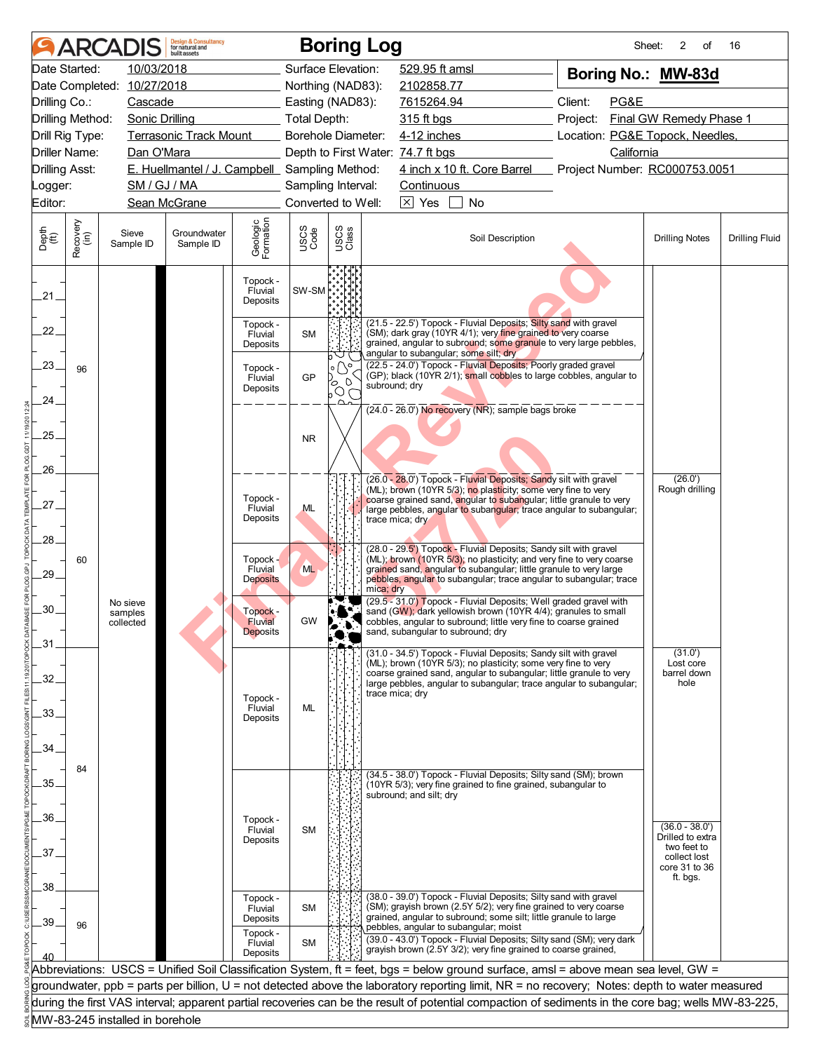# ARCADIS Boring Log

Sheet: 2 of 16

| | | | |
|---|---|---|---|
| Date Started: | 10/03/2018 | Surface Elevation: | 529.95 ft amsl |
| Date Completed: | 10/27/2018 | Northing (NAD83): | 2102858.77 |
| Drilling Co.: | Cascade | Easting (NAD83): | 7615264.94 |
| Drilling Method: | Sonic Drilling | Total Depth: | 315 ft bgs |
| Drill Rig Type: | Terrasonic Track Mount | Borehole Diameter: | 4-12 inches |
| Driller Name: | Dan O'Mara | Depth to First Water: | 74.7 ft bgs |
| Drilling Asst: | E. Huellmantel / J. Campbell | Sampling Method: | 4 inch x 10 ft. Core Barrel |
| Logger: | SM / GJ / MA | Sampling Interval: | Continuous |
| Editor: | Sean McGrane | Converted to Well: | [X] Yes [ ] No |

**Boring No.: MW-83d**

Client: PG&E
Project: Final GW Remedy Phase 1
Location: PG&E Topock, Needles, California
Project Number: RC000753.0051

| Depth (ft) | Recovery (in) | Sieve Sample ID | Groundwater Sample ID | Geologic Formation | USCS Code | Soil Description | Drilling Notes | Drilling Fluid |
|---|---|---|---|---|---|---|---|---|
| 21 | 96 | No sieve samples collected | | Topock - Fluvial Deposits | SW-SM | | | |
| 21.5 - 22.5 | | | | Topock - Fluvial Deposits | SM | (21.5 - 22.5') Topock - Fluvial Deposits; Silty sand with gravel (SM); dark gray (10YR 4/1); very fine grained to very coarse grained, angular to subround; some granule to very large pebbles, angular to subangular; some silt; dry | | |
| 22.5 - 24 | | | | Topock - Fluvial Deposits | GP | (22.5 - 24.0') Topock - Fluvial Deposits; Poorly graded gravel (GP); black (10YR 2/1); small cobbles to large cobbles, angular to subround; dry | | |
| 24 - 26 | | | | | NR | (24.0 - 26.0') No recovery (NR); sample bags broke | | |
| 26 - 28 | 60 | | | Topock - Fluvial Deposits | ML | (26.0 - 28.0') Topock - Fluvial Deposits; Sandy silt with gravel (ML); brown (10YR 5/3); no plasticity; some very fine to very coarse grained sand, angular to subangular; little granule to very large pebbles, angular to subangular; trace angular to subangular; trace mica; dry | (26.0') Rough drilling | |
| 28 - 29.5 | | | | Topock - Fluvial Deposits | ML | (28.0 - 29.5') Topock - Fluvial Deposits; Sandy silt with gravel (ML); brown (10YR 5/3); no plasticity; and very fine to very coarse grained sand, angular to subangular; little granule to very large pebbles, angular to subangular; trace angular to subangular; trace mica; dry | | |
| 29.5 - 31 | | | | Topock - Fluvial Deposits | GW | (29.5 - 31.0') Topock - Fluvial Deposits; Well graded gravel with sand (GW); dark yellowish brown (10YR 4/4); granules to small cobbles, angular to subround; little very fine to coarse grained sand, subangular to subround; dry | | |
| 31 - 34.5 | 84 | | | Topock - Fluvial Deposits | ML | (31.0 - 34.5') Topock - Fluvial Deposits; Sandy silt with gravel (ML); brown (10YR 5/3); no plasticity; some very fine to very coarse grained sand, angular to subangular; little granule to very large pebbles, angular to subangular; trace angular to subangular; trace mica; dry | (31.0') Lost core barrel down hole | |
| 34.5 - 38 | | | | Topock - Fluvial Deposits | SM | (34.5 - 38.0') Topock - Fluvial Deposits; Silty sand (SM); brown (10YR 5/3); very fine grained to fine grained, subangular to subround; and silt; dry | (36.0 - 38.0') Drilled to extra two feet to collect lost core 31 to 36 ft. bgs. | |
| 38 - 39 | 96 | | | Topock - Fluvial Deposits | SM | (38.0 - 39.0') Topock - Fluvial Deposits; Silty sand with gravel (SM); grayish brown (2.5Y 5/2); very fine grained to very coarse grained, angular to subround; some silt; little granule to large pebbles, angular to subangular; moist | | |
| 39 - 40 | | | | Topock - Fluvial Deposits | SM | (39.0 - 43.0') Topock - Fluvial Deposits; Silty sand (SM); very dark grayish brown (2.5Y 3/2); very fine grained to coarse grained, | | |

Abbreviations: USCS = Unified Soil Classification System, ft = feet, bgs = below ground surface, amsl = above mean sea level, GW = groundwater, ppb = parts per billion, U = not detected above the laboratory reporting limit, NR = no recovery; Notes: depth to water measured during the first VAS interval; apparent partial recoveries can be the result of potential compaction of sediments in the core bag; wells MW-83-225, MW-83-245 installed in borehole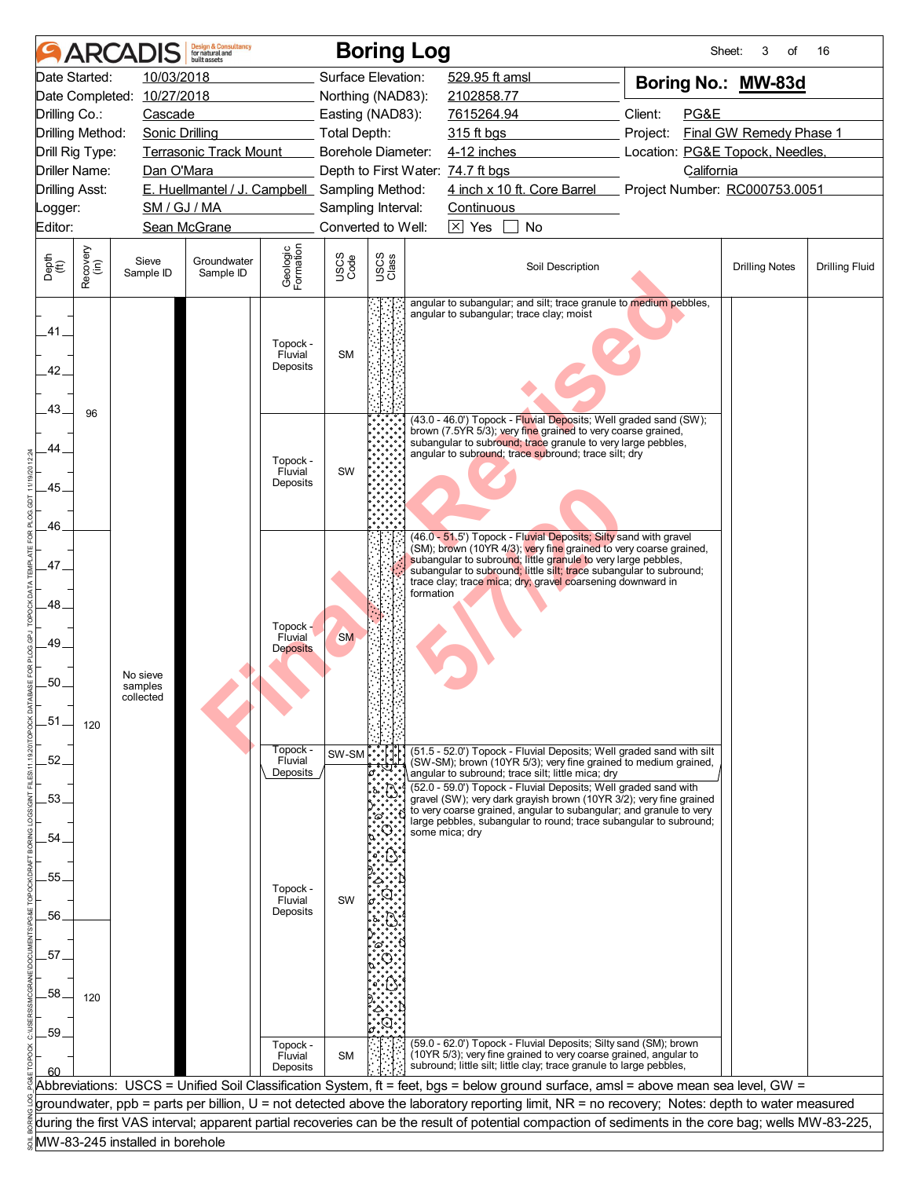# ARCADIS Boring Log

Sheet: 3 of 16

| | | | |
|---|---|---|---|
| Date Started: 10/03/2018 | Surface Elevation: 529.95 ft amsl | **Boring No.: MW-83d** | |
| Date Completed: 10/27/2018 | Northing (NAD83): 2102858.77 | | |
| Drilling Co.: Cascade | Easting (NAD83): 7615264.94 | Client: PG&E | |
| Drilling Method: Sonic Drilling | Total Depth: 315 ft bgs | Project: Final GW Remedy Phase 1 | |
| Drill Rig Type: Terrasonic Track Mount | Borehole Diameter: 4-12 inches | Location: PG&E Topock, Needles, California | |
| Driller Name: Dan O'Mara | Depth to First Water: 74.7 ft bgs | | |
| Drilling Asst: E. Huellmantel / J. Campbell | Sampling Method: 4 inch x 10 ft. Core Barrel | Project Number: RC000753.0051 | |
| Logger: SM / GJ / MA | Sampling Interval: Continuous | | |
| Editor: Sean McGrane | Converted to Well: [X] Yes [ ] No | | |

| Depth (ft) | Recovery (in) | Sieve Sample ID | Groundwater Sample ID | Geologic Formation | USCS Code | Soil Description | Drilling Notes | Drilling Fluid |
|---|---|---|---|---|---|---|---|---|
| 40–43 | 96 | No sieve samples collected | | Topock - Fluvial Deposits | SM | angular to subangular; and silt; trace granule to medium pebbles, angular to subangular; trace clay; moist | | |
| 43–46 | | | | Topock - Fluvial Deposits | SW | (43.0 - 46.0') Topock - Fluvial Deposits; Well graded sand (SW); brown (7.5YR 5/3); very fine grained to very coarse grained, subangular to subround; trace granule to very large pebbles, angular to subround; trace subround; trace silt; dry | | |
| 46–51.5 | 120 | | | Topock - Fluvial Deposits | SM | (46.0 - 51.5') Topock - Fluvial Deposits; Silty sand with gravel (SM); brown (10YR 4/3); very fine grained to very coarse grained, subangular to subround; little granule to very large pebbles, subangular to subround; little silt; trace subangular to subround; trace clay; trace mica; dry; gravel coarsening downward in formation | | |
| 51.5–52 | | | | Topock - Fluvial Deposits | SW-SM | (51.5 - 52.0') Topock - Fluvial Deposits; Well graded sand with silt (SW-SM); brown (10YR 5/3); very fine grained to medium grained, angular to subround; trace silt; little mica; dry | | |
| 52–59 | 120 | | | Topock - Fluvial Deposits | SW | (52.0 - 59.0') Topock - Fluvial Deposits; Well graded sand with gravel (SW); very dark grayish brown (10YR 3/2); very fine grained to very coarse grained, angular to subangular; and granule to very large pebbles, subangular to round; trace subangular to subround; some mica; dry | | |
| 59–60 | | | | Topock - Fluvial Deposits | SM | (59.0 - 62.0') Topock - Fluvial Deposits; Silty sand (SM); brown (10YR 5/3); very fine grained to very coarse grained, angular to subround; little silt; little clay; trace granule to large pebbles, | | |

Abbreviations: USCS = Unified Soil Classification System, ft = feet, bgs = below ground surface, amsl = above mean sea level, GW = groundwater, ppb = parts per billion, U = not detected above the laboratory reporting limit, NR = no recovery; Notes: depth to water measured during the first VAS interval; apparent partial recoveries can be the result of potential compaction of sediments in the core bag; wells MW-83-225, MW-83-245 installed in borehole

Final Revised 5/7/20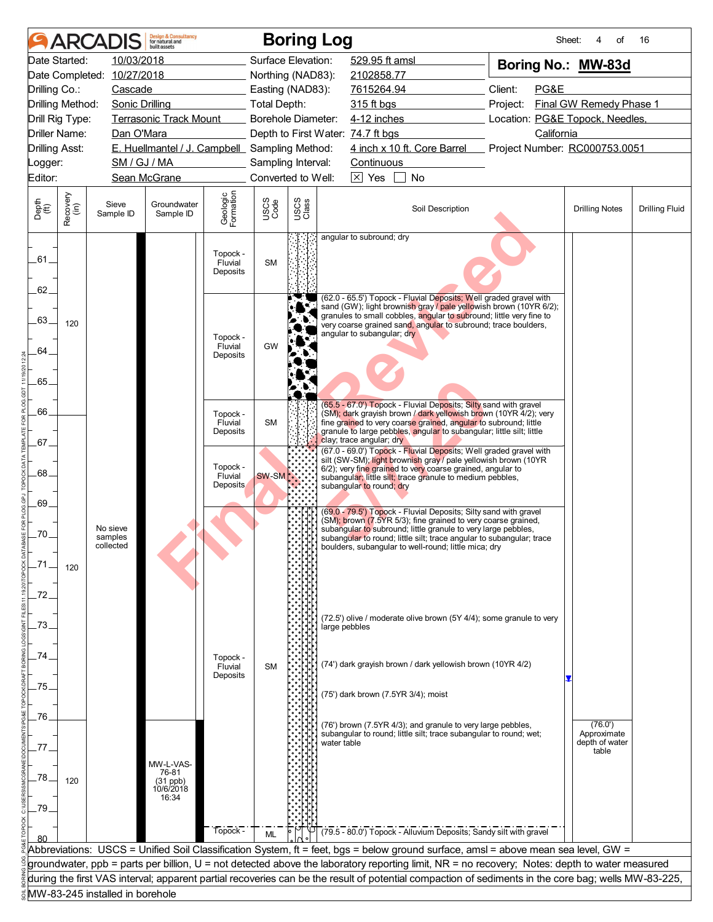# ARCADIS Boring Log

| | | | | |
|---|---|---|---|---|
| Date Started: | 10/03/2018 | Surface Elevation: | 529.95 ft amsl | **Boring No.: MW-83d** |
| Date Completed: | 10/27/2018 | Northing (NAD83): | 2102858.77 | |
| Drilling Co.: | Cascade | Easting (NAD83): | 7615264.94 | Client: PG&E |
| Drilling Method: | Sonic Drilling | Total Depth: | 315 ft bgs | Project: Final GW Remedy Phase 1 |
| Drill Rig Type: | Terrasonic Track Mount | Borehole Diameter: | 4-12 inches | Location: PG&E Topock, Needles, California |
| Driller Name: | Dan O'Mara | Depth to First Water: | 74.7 ft bgs | |
| Drilling Asst: | E. Huellmantel / J. Campbell | Sampling Method: | 4 inch x 10 ft. Core Barrel | Project Number: RC000753.0051 |
| Logger: | SM / GJ / MA | Sampling Interval: | Continuous | |
| Editor: | Sean McGrane | Converted to Well: | ☒ Yes ☐ No | |

| Depth (ft) | Recovery (in) | Sieve Sample ID | Groundwater Sample ID | Geologic Formation | USCS Code | Soil Description | Drilling Notes |
|---|---|---|---|---|---|---|---|
| 60–62 | 120 | No sieve samples collected | | Topock - Fluvial Deposits | SM | angular to subround; dry | |
| 62–65.5 | | | | Topock - Fluvial Deposits | GW | (62.0 - 65.5') Topock - Fluvial Deposits; Well graded gravel with sand (GW); light brownish gray / pale yellowish brown (10YR 6/2); granules to small cobbles, angular to subround; little very fine to very coarse grained sand, angular to subround; trace boulders, angular to subangular; dry | |
| 65.5–67 | | | | Topock - Fluvial Deposits | SM | (65.5 - 67.0') Topock - Fluvial Deposits; Silty sand with gravel (SM); dark grayish brown / dark yellowish brown (10YR 4/2); very fine grained to very coarse grained, angular to subround; little granule to large pebbles, angular to subangular; little silt; little clay; trace angular; dry | |
| 67–69 | 120 | | | Topock - Fluvial Deposits | SW-SM | (67.0 - 69.0') Topock - Fluvial Deposits; Well graded sand with silt (SW-SM); light brownish gray / pale yellowish brown (10YR 6/2); very fine grained to very coarse grained, angular to subangular; little silt; trace granule to medium pebbles, subangular to round; dry | |
| 69–79.5 | | | MW-L-VAS-76-81 (31 ppb) 10/6/2018 16:34 | Topock - Fluvial Deposits | SM | (69.0 - 79.5') Topock - Fluvial Deposits; Silty sand with gravel (SM); brown (7.5YR 5/3); fine grained to very coarse grained, subangular to subround; little granule to very large pebbles, subangular to round; little silt; trace angular to subangular; trace boulders, subangular to well-round; little mica; dry<br>(72.5') olive / moderate olive brown (5Y 4/4); some granule to very large pebbles<br>(74') dark grayish brown / dark yellowish brown (10YR 4/2)<br>(75') dark brown (7.5YR 3/4); moist<br>(76') brown (7.5YR 4/3); and granule to very large pebbles, subangular to round; little silt; trace subangular to round; wet; water table | (76.0') Approximate depth of water table |
| 79.5–80 | 120 | | | Topock - | ML | (79.5 - 80.0') Topock - Alluvium Deposits; Sandy silt with gravel | |

Abbreviations: USCS = Unified Soil Classification System, ft = feet, bgs = below ground surface, amsl = above mean sea level, GW = groundwater, ppb = parts per billion, U = not detected above the laboratory reporting limit, NR = no recovery; Notes: depth to water measured during the first VAS interval; apparent partial recoveries can be the result of potential compaction of sediments in the core bag; wells MW-83-225, MW-83-245 installed in borehole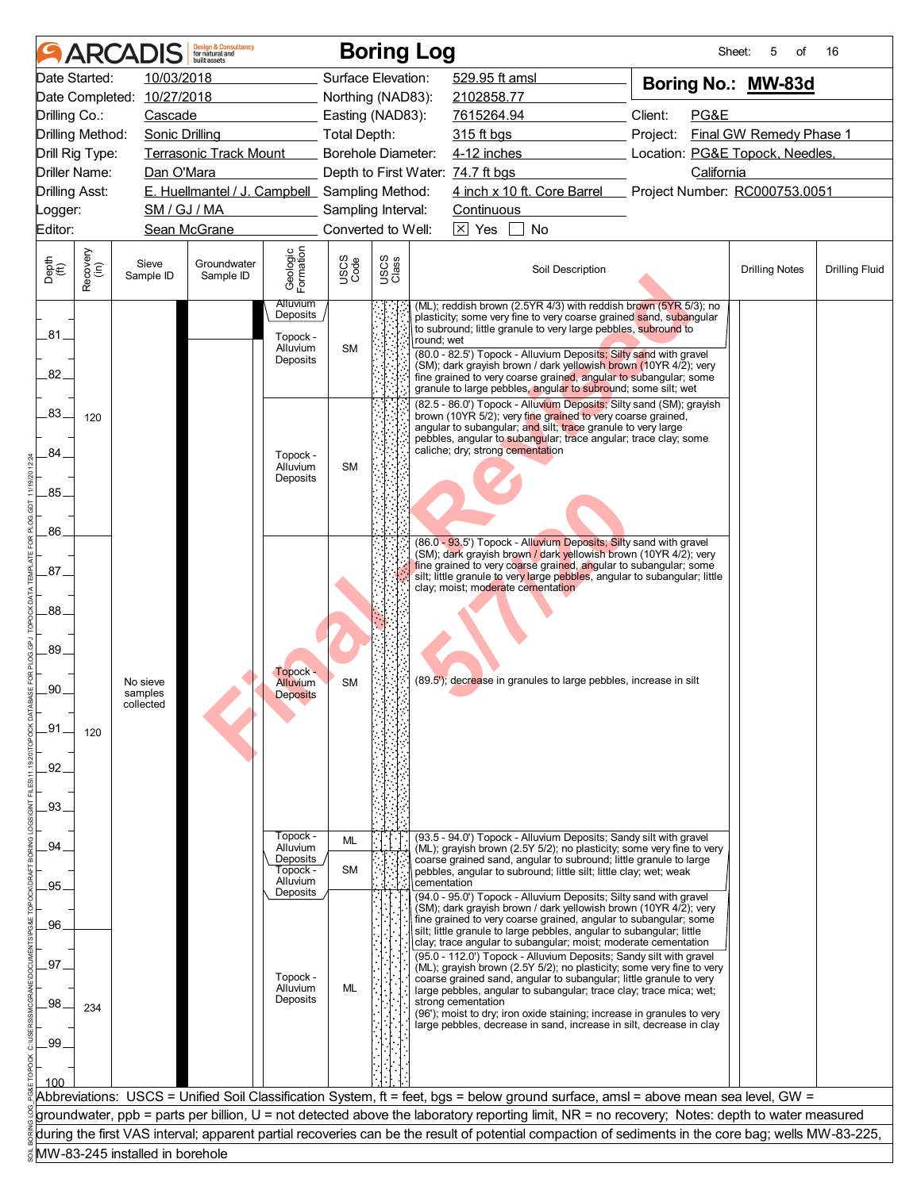# ARCADIS Boring Log

Sheet: 5 of 16

| | | | |
|---|---|---|---|
| Date Started: | 10/03/2018 | Surface Elevation: | 529.95 ft amsl |
| Date Completed: | 10/27/2018 | Northing (NAD83): | 2102858.77 |
| Drilling Co.: | Cascade | Easting (NAD83): | 7615264.94 |
| Drilling Method: | Sonic Drilling | Total Depth: | 315 ft bgs |
| Drill Rig Type: | Terrasonic Track Mount | Borehole Diameter: | 4-12 inches |
| Driller Name: | Dan O'Mara | Depth to First Water: | 74.7 ft bgs |
| Drilling Asst: | E. Huellmantel / J. Campbell | Sampling Method: | 4 inch x 10 ft. Core Barrel |
| Logger: | SM / GJ / MA | Sampling Interval: | Continuous |
| Editor: | Sean McGrane | Converted to Well: | ☒ Yes ☐ No |

**Boring No.: MW-83d**

Client: PG&E
Project: Final GW Remedy Phase 1
Location: PG&E Topock, Needles, California
Project Number: RC000753.0051

| Depth (ft) | Recovery (in) | Sieve Sample ID | Groundwater Sample ID | Geologic Formation | USCS Code | Soil Description | Drilling Notes | Drilling Fluid |
|---|---|---|---|---|---|---|---|---|
| 80-80.0 | | | | Alluvium Deposits | | (ML); reddish brown (2.5YR 4/3) with reddish brown (5YR 5/3); no plasticity; some very fine to very coarse grained sand, subangular to subround; little granule to very large pebbles, subround to round; wet | | |
| 80.0-82.5 | 120 | | | Topock - Alluvium Deposits | SM | (80.0 - 82.5') Topock - Alluvium Deposits; Silty sand with gravel (SM); dark grayish brown / dark yellowish brown (10YR 4/2); very fine grained to very coarse grained, angular to subangular; some granule to large pebbles, angular to subround; some silt; wet | | |
| 82.5-86.0 | | | | Topock - Alluvium Deposits | SM | (82.5 - 86.0') Topock - Alluvium Deposits; Silty sand (SM); grayish brown (10YR 5/2); very fine grained to very coarse grained, angular to subangular; and silt; trace granule to very large pebbles, angular to subangular; trace angular; trace clay; some caliche; dry; strong cementation | | |
| 86.0-93.5 | 120 | No sieve samples collected | | Topock - Alluvium Deposits | SM | (86.0 - 93.5') Topock - Alluvium Deposits; Silty sand with gravel (SM); dark grayish brown / dark yellowish brown (10YR 4/2); very fine grained to very coarse grained, angular to subangular; some silt; little granule to very large pebbles, angular to subangular; little clay; moist; moderate cementation<br>(89.5'); decrease in granules to large pebbles, increase in silt | | |
| 93.5-94.0 | | | | Topock - Alluvium Deposits | ML | (93.5 - 94.0') Topock - Alluvium Deposits; Sandy silt with gravel (ML); grayish brown (2.5Y 5/2); no plasticity; some very fine to very coarse grained sand, angular to subround; little granule to large pebbles, angular to subround; little silt; little clay; wet; weak cementation | | |
| 94.0-95.0 | | | | Topock - Alluvium Deposits | SM | (94.0 - 95.0') Topock - Alluvium Deposits; Silty sand with gravel (SM); dark grayish brown / dark yellowish brown (10YR 4/2); very fine grained to very coarse grained, angular to subangular; some silt; little granule to large pebbles, angular to subangular; little clay; trace angular to subangular; moist; moderate cementation | | |
| 95.0-112.0 | 234 | | | Topock - Alluvium Deposits | ML | (95.0 - 112.0') Topock - Alluvium Deposits; Sandy silt with gravel (ML); grayish brown (2.5Y 5/2); no plasticity; some very fine to very coarse grained sand, angular to subangular; little granule to very large pebbles, angular to subangular; trace clay; trace mica; wet; strong cementation<br>(96'); moist to dry; iron oxide staining; increase in granules to very large pebbles, decrease in sand, increase in silt, decrease in clay | | |

Abbreviations: USCS = Unified Soil Classification System, ft = feet, bgs = below ground surface, amsl = above mean sea level, GW = groundwater, ppb = parts per billion, U = not detected above the laboratory reporting limit, NR = no recovery; Notes: depth to water measured during the first VAS interval; apparent partial recoveries can be the result of potential compaction of sediments in the core bag; wells MW-83-225, MW-83-245 installed in borehole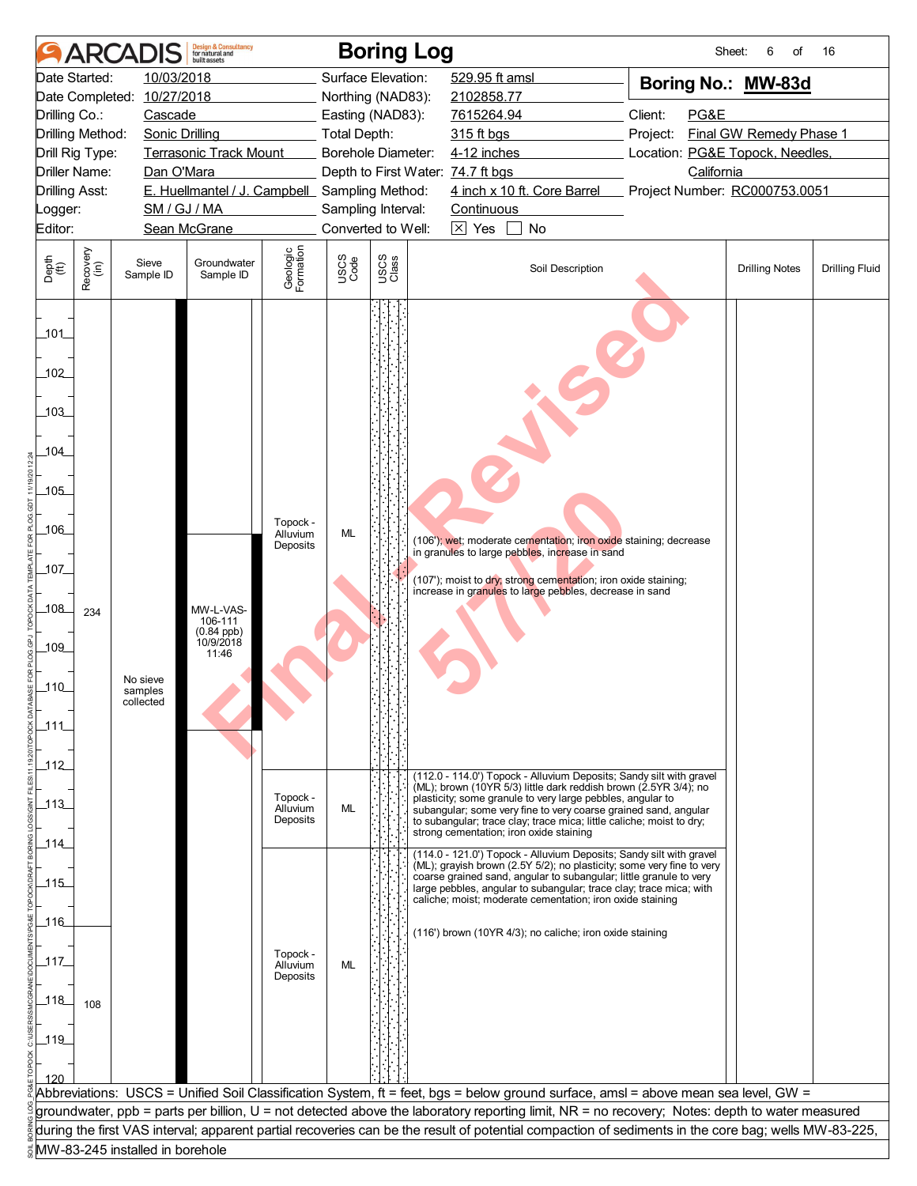# ARCADIS Boring Log

| | | | |
|---|---|---|---|
| Date Started: | 10/03/2018 | Surface Elevation: | 529.95 ft amsl |
| Date Completed: | 10/27/2018 | Northing (NAD83): | 2102858.77 |
| Drilling Co.: | Cascade | Easting (NAD83): | 7615264.94 |
| Drilling Method: | Sonic Drilling | Total Depth: | 315 ft bgs |
| Drill Rig Type: | Terrasonic Track Mount | Borehole Diameter: | 4-12 inches |
| Driller Name: | Dan O'Mara | Depth to First Water: | 74.7 ft bgs |
| Drilling Asst: | E. Huellmantel / J. Campbell | Sampling Method: | 4 inch x 10 ft. Core Barrel |
| Logger: | SM / GJ / MA | Sampling Interval: | Continuous |
| Editor: | Sean McGrane | Converted to Well: | [X] Yes [ ] No |

**Boring No.: MW-83d**

Client: PG&E
Project: Final GW Remedy Phase 1
Location: PG&E Topock, Needles, California
Project Number: RC000753.0051

| Depth (ft) | Recovery (in) | Sieve Sample ID | Groundwater Sample ID | Geologic Formation | USCS Code | Soil Description | Drilling Notes | Drilling Fluid |
|---|---|---|---|---|---|---|---|---|
| 101–112 | 234 | No sieve samples collected | MW-L-VAS-106-111 (0.84 ppb) 10/9/2018 11:46 | Topock - Alluvium Deposits | ML | (106'); wet; moderate cementation; iron oxide staining; decrease in granules to large pebbles, increase in sand<br><br>(107'); moist to dry; strong cementation; iron oxide staining; increase in granules to large pebbles, decrease in sand | | |
| 112–114 | | | | Topock - Alluvium Deposits | ML | (112.0 - 114.0') Topock - Alluvium Deposits; Sandy silt with gravel (ML); brown (10YR 5/3) little dark reddish brown (2.5YR 3/4); no plasticity; some granule to very large pebbles, angular to subangular; some very fine to very coarse grained sand, angular to subangular; trace clay; trace mica; little caliche; moist to dry; strong cementation; iron oxide staining | | |
| 114–120 | 108 | | | Topock - Alluvium Deposits | ML | (114.0 - 121.0') Topock - Alluvium Deposits; Sandy silt with gravel (ML); grayish brown (2.5Y 5/2); no plasticity; some very fine to very coarse grained sand, angular to subangular; little granule to very large pebbles, angular to subangular; trace clay; trace mica; with caliche; moist; moderate cementation; iron oxide staining<br><br>(116') brown (10YR 4/3); no caliche; iron oxide staining | | |

Abbreviations: USCS = Unified Soil Classification System, ft = feet, bgs = below ground surface, amsl = above mean sea level, GW = groundwater, ppb = parts per billion, U = not detected above the laboratory reporting limit, NR = no recovery; Notes: depth to water measured during the first VAS interval; apparent partial recoveries can be the result of potential compaction of sediments in the core bag; wells MW-83-225, MW-83-245 installed in borehole

Final - Revised 5/7/20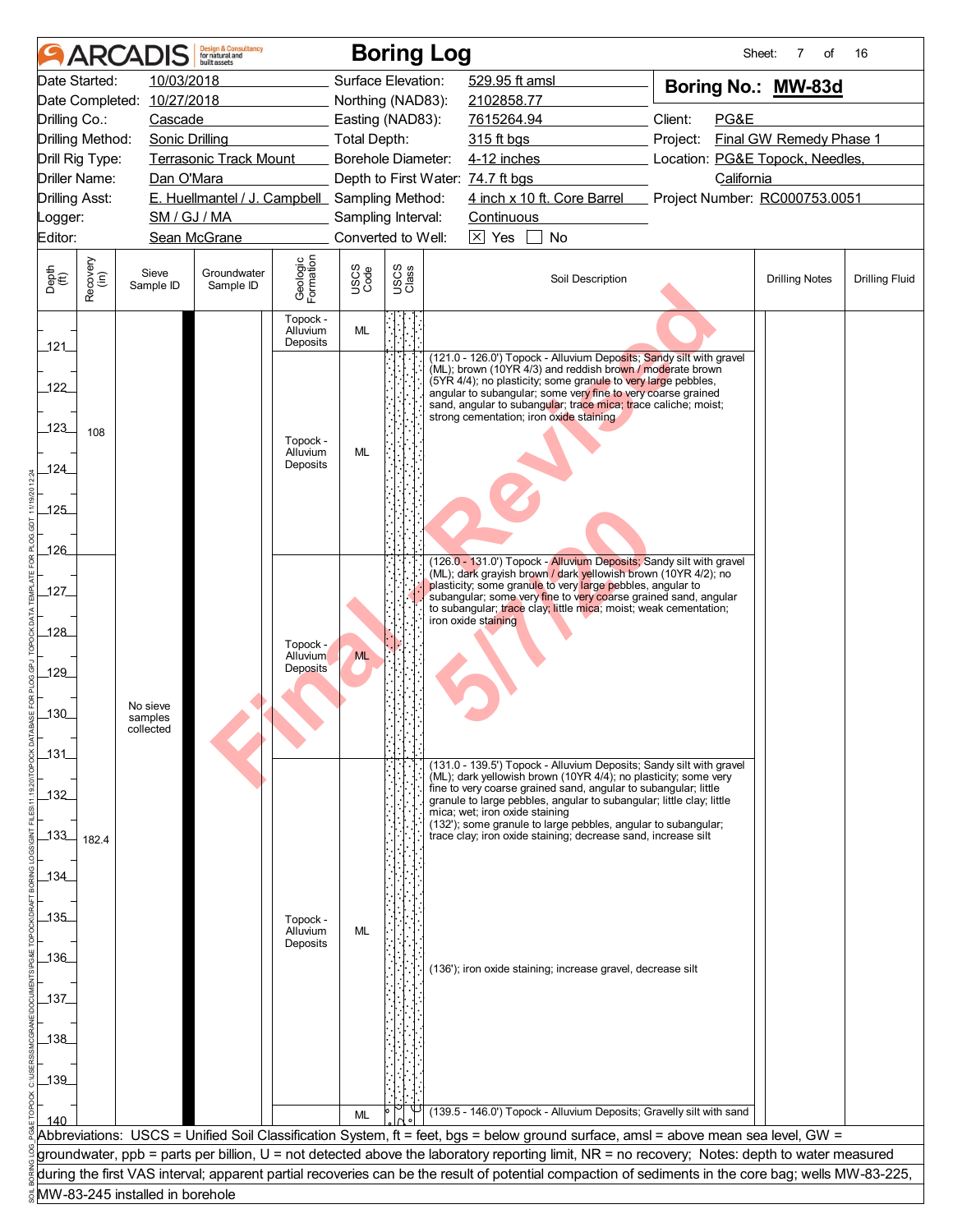# ARCADIS Boring Log

**Boring No.: MW-83d**

| | | | |
|---|---|---|---|
| Date Started: | 10/03/2018 | Surface Elevation: | 529.95 ft amsl |
| Date Completed: | 10/27/2018 | Northing (NAD83): | 2102858.77 |
| Drilling Co.: | Cascade | Easting (NAD83): | 7615264.94 |
| Drilling Method: | Sonic Drilling | Total Depth: | 315 ft bgs |
| Drill Rig Type: | Terrasonic Track Mount | Borehole Diameter: | 4-12 inches |
| Driller Name: | Dan O'Mara | Depth to First Water: | 74.7 ft bgs |
| Drilling Asst: | E. Huellmantel / J. Campbell | Sampling Method: | 4 inch x 10 ft. Core Barrel |
| Logger: | SM / GJ / MA | Sampling Interval: | Continuous |
| Editor: | Sean McGrane | Converted to Well: | [X] Yes [ ] No |

Client: PG&E
Project: Final GW Remedy Phase 1
Location: PG&E Topock, Needles, California
Project Number: RC000753.0051

| Depth (ft) | Recovery (in) | Sieve Sample ID | Groundwater Sample ID | Geologic Formation | USCS Code | Soil Description | Drilling Notes | Drilling Fluid |
|---|---|---|---|---|---|---|---|---|
| 120–121 | | No sieve samples collected | | Topock - Alluvium Deposits | ML | | | |
| 121–126 | 108 | | | Topock - Alluvium Deposits | ML | (121.0 - 126.0') Topock - Alluvium Deposits; Sandy silt with gravel (ML); brown (10YR 4/3) and reddish brown / moderate brown (5YR 4/4); no plasticity; some granule to very large pebbles, angular to subangular; some very fine to very coarse grained sand, angular to subangular; trace mica; trace caliche; moist; strong cementation; iron oxide staining | | |
| 126–131 | | | | Topock - Alluvium Deposits | ML | (126.0 - 131.0') Topock - Alluvium Deposits; Sandy silt with gravel (ML); dark grayish brown / dark yellowish brown (10YR 4/2); no plasticity; some granule to very large pebbles, angular to subangular; some very fine to very coarse grained sand, angular to subangular; trace clay; little mica; moist; weak cementation; iron oxide staining | | |
| 131–139.5 | 182.4 | | | Topock - Alluvium Deposits | ML | (131.0 - 139.5') Topock - Alluvium Deposits; Sandy silt with gravel (ML); dark yellowish brown (10YR 4/4); no plasticity; some very fine to very coarse grained sand, angular to subangular; little granule to large pebbles, angular to subangular; little clay; little mica; wet; iron oxide staining<br>(132'); some granule to large pebbles, angular to subangular; trace clay; iron oxide staining; decrease sand, increase silt<br>(136'); iron oxide staining; increase gravel, decrease silt | | |
| 139.5–140 | | | | | ML | (139.5 - 146.0') Topock - Alluvium Deposits; Gravelly silt with sand | | |

Abbreviations: USCS = Unified Soil Classification System, ft = feet, bgs = below ground surface, amsl = above mean sea level, GW = groundwater, ppb = parts per billion, U = not detected above the laboratory reporting limit, NR = no recovery; Notes: depth to water measured during the first VAS interval; apparent partial recoveries can be the result of potential compaction of sediments in the core bag; wells MW-83-225, MW-83-245 installed in borehole

Final - Revised 5/7/20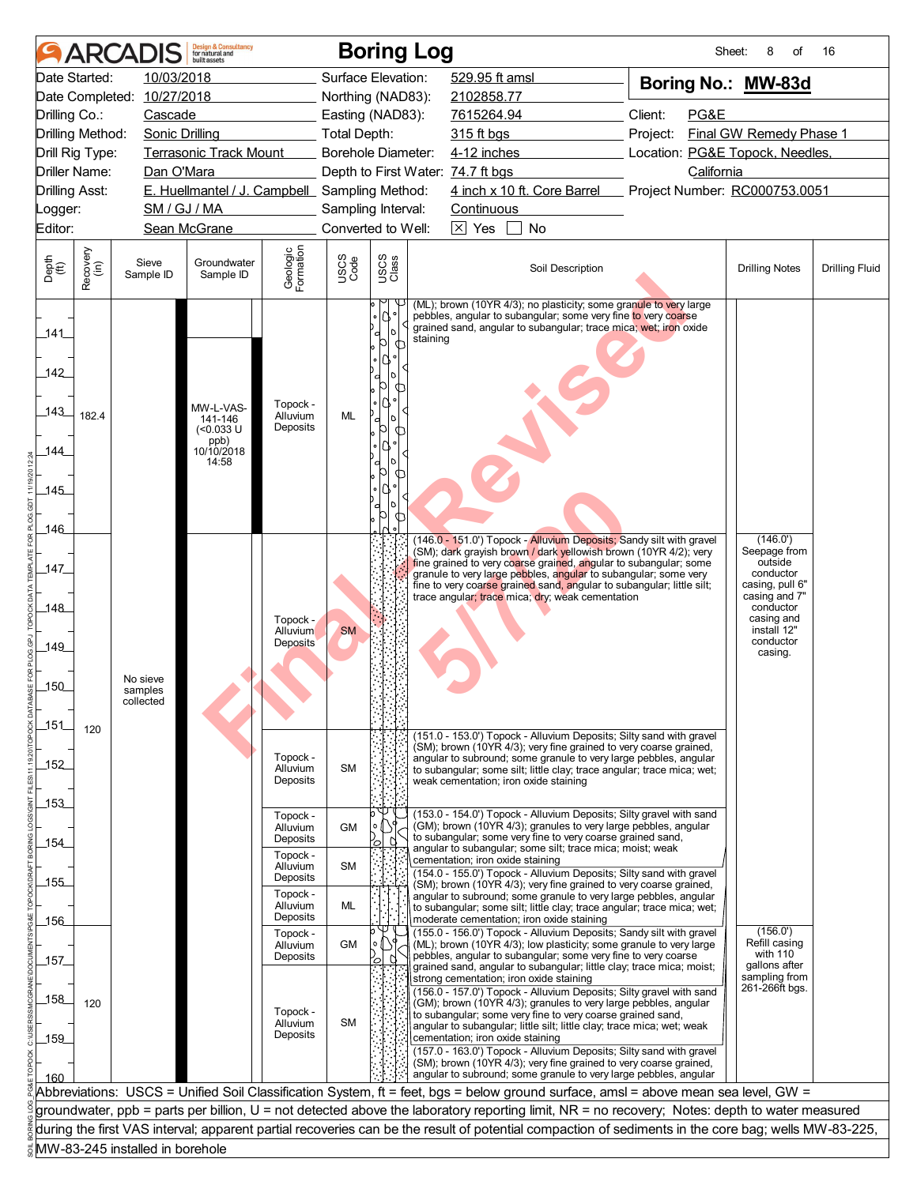# ARCADIS Boring Log

Sheet: 8 of 16

| | | | |
|---|---|---|---|
| Date Started: 10/03/2018 | Surface Elevation: 529.95 ft amsl | **Boring No.: MW-83d** | |
| Date Completed: 10/27/2018 | Northing (NAD83): 2102858.77 | | |
| Drilling Co.: Cascade | Easting (NAD83): 7615264.94 | Client: PG&E | |
| Drilling Method: Sonic Drilling | Total Depth: 315 ft bgs | Project: Final GW Remedy Phase 1 | |
| Drill Rig Type: Terrasonic Track Mount | Borehole Diameter: 4-12 inches | Location: PG&E Topock, Needles, California | |
| Driller Name: Dan O'Mara | Depth to First Water: 74.7 ft bgs | | |
| Drilling Asst: E. Huellmantel / J. Campbell | Sampling Method: 4 inch x 10 ft. Core Barrel | Project Number: RC000753.0051 | |
| Logger: SM / GJ / MA | Sampling Interval: Continuous | | |
| Editor: Sean McGrane | Converted to Well: [X] Yes [ ] No | | |

| Depth (ft) | Recovery (in) | Sieve Sample ID | Groundwater Sample ID | Geologic Formation | USCS Code | Soil Description | Drilling Notes | Drilling Fluid |
|---|---|---|---|---|---|---|---|---|
| 140–146 | 182.4 | | MW-L-VAS-141-146 (<0.033 U ppb) 10/10/2018 14:58 | Topock - Alluvium Deposits | ML | (ML); brown (10YR 4/3); no plasticity; some granule to very large pebbles, angular to subangular; some very fine to very coarse grained sand, angular to subangular; trace mica; wet; iron oxide staining | | |
| 146–151 | 120 | No sieve samples collected | | Topock - Alluvium Deposits | SM | (146.0 - 151.0') Topock - Alluvium Deposits; Sandy silt with gravel (SM); dark grayish brown / dark yellowish brown (10YR 4/2); very fine grained to very coarse grained, angular to subangular; some granule to very large pebbles, angular to subangular; some very fine to very coarse grained sand, angular to subangular; little silt; trace angular; trace mica; dry; weak cementation | (146.0') Seepage from outside conductor casing, pull 6" casing and 7" conductor casing and install 12" conductor casing. | |
| 151–153 | | | | Topock - Alluvium Deposits | SM | (151.0 - 153.0') Topock - Alluvium Deposits; Silty sand with gravel (SM); brown (10YR 4/3); very fine grained to very coarse grained, angular to subround; some granule to very large pebbles, angular to subangular; some silt; little clay; trace angular; trace mica; wet; weak cementation; iron oxide staining | | |
| 153–154 | | | | Topock - Alluvium Deposits | GM | (153.0 - 154.0') Topock - Alluvium Deposits; Silty gravel with sand (GM); brown (10YR 4/3); granules to very large pebbles, angular to subangular; some very fine to very coarse grained sand, angular to subangular; some silt; trace mica; moist; weak cementation; iron oxide staining | | |
| 154–155 | | | | Topock - Alluvium Deposits | SM | (154.0 - 155.0') Topock - Alluvium Deposits; Silty sand with gravel (SM); brown (10YR 4/3); very fine grained to very coarse grained, angular to subround; some granule to very large pebbles, angular to subangular; some silt; little clay; trace angular; trace mica; wet; moderate cementation; iron oxide staining | | |
| 155–156 | | | | Topock - Alluvium Deposits | ML | (155.0 - 156.0') Topock - Alluvium Deposits; Sandy silt with gravel (ML); brown (10YR 4/3); low plasticity; some granule to very large pebbles, angular to subangular; some very fine to very coarse grained sand, angular to subangular; little clay; trace mica; moist; strong cementation; iron oxide staining | | |
| 156–157 | 120 | | | Topock - Alluvium Deposits | GM | (156.0 - 157.0') Topock - Alluvium Deposits; Silty gravel with sand (GM); brown (10YR 4/3); granules to very large pebbles, angular to subangular; some very fine to very coarse grained sand, angular to subangular; little silt; little clay; trace mica; wet; weak cementation; iron oxide staining | (156.0') Refill casing with 110 gallons after sampling from 261-266ft bgs. | |
| 157–160 | | | | Topock - Alluvium Deposits | SM | (157.0 - 163.0') Topock - Alluvium Deposits; Silty sand with gravel (SM); brown (10YR 4/3); very fine grained to very coarse grained, angular to subround; some granule to very large pebbles, angular | | |

Abbreviations: USCS = Unified Soil Classification System, ft = feet, bgs = below ground surface, amsl = above mean sea level, GW = groundwater, ppb = parts per billion, U = not detected above the laboratory reporting limit, NR = no recovery; Notes: depth to water measured during the first VAS interval; apparent partial recoveries can be the result of potential compaction of sediments in the core bag; wells MW-83-225, MW-83-245 installed in borehole

Final Revised 5/7/20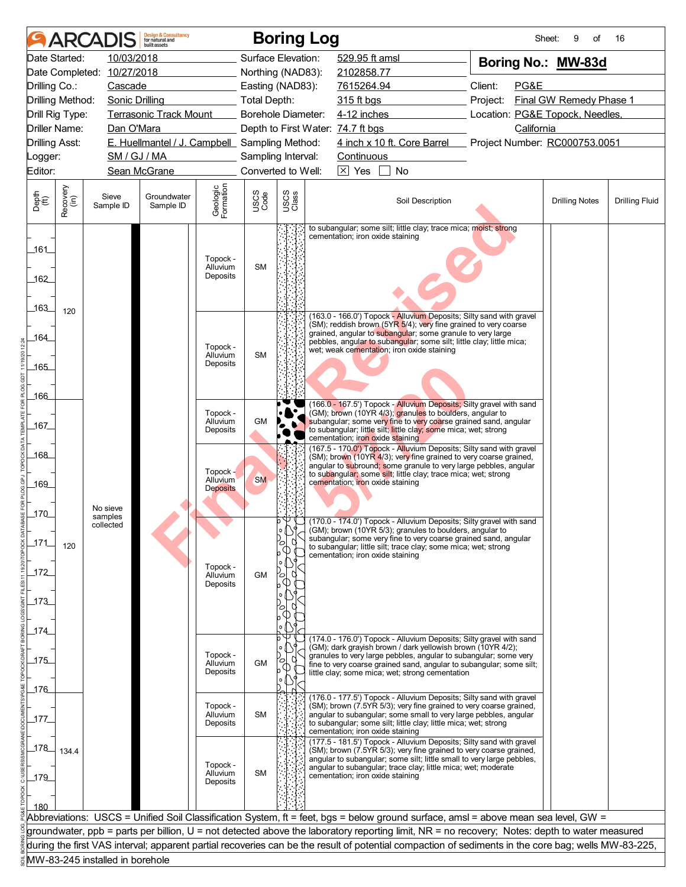# ARCADIS Boring Log

| | | | | | |
|---|---|---|---|---|---|
| Date Started: | 10/03/2018 | Surface Elevation: | 529.95 ft amsl | **Boring No.:** | **MW-83d** |
| Date Completed: | 10/27/2018 | Northing (NAD83): | 2102858.77 | | |
| Drilling Co.: | Cascade | Easting (NAD83): | 7615264.94 | Client: | PG&E |
| Drilling Method: | Sonic Drilling | Total Depth: | 315 ft bgs | Project: | Final GW Remedy Phase 1 |
| Drill Rig Type: | Terrasonic Track Mount | Borehole Diameter: | 4-12 inches | Location: | PG&E Topock, Needles, California |
| Driller Name: | Dan O'Mara | Depth to First Water: | 74.7 ft bgs | | |
| Drilling Asst: | E. Huellmantel / J. Campbell | Sampling Method: | 4 inch x 10 ft. Core Barrel | Project Number: | RC000753.0051 |
| Logger: | SM / GJ / MA | Sampling Interval: | Continuous | | |
| Editor: | Sean McGrane | Converted to Well: | [X] Yes [ ] No | | |

| Depth (ft) | Recovery (in) | Sieve Sample ID | Groundwater Sample ID | Geologic Formation | USCS Code | Soil Description | Drilling Notes | Drilling Fluid |
|---|---|---|---|---|---|---|---|---|
| 160-163 | 120 | No sieve samples collected | | Topock - Alluvium Deposits | SM | to subangular; some silt; little clay; trace mica; moist; strong cementation; iron oxide staining | | |
| 163-166 | | | | Topock - Alluvium Deposits | SM | (163.0 - 166.0') Topock - Alluvium Deposits; Silty sand with gravel (SM); reddish brown (5YR 5/4); very fine grained to very coarse grained, angular to subangular; some granule to very large pebbles, angular to subangular; some silt; little clay; little mica; wet; weak cementation; iron oxide staining | | |
| 166-167.5 | 120 | | | Topock - Alluvium Deposits | GM | (166.0 - 167.5') Topock - Alluvium Deposits; Silty gravel with sand (GM); brown (10YR 4/3); granules to boulders, angular to subangular; some very fine to very coarse grained sand, angular to subangular; little silt; little clay; some mica; wet; strong cementation; iron oxide staining | | |
| 167.5-170 | | | | Topock - Alluvium Deposits | SM | (167.5 - 170.0') Topock - Alluvium Deposits; Silty sand with gravel (SM); brown (10YR 4/3); very fine grained to very coarse grained, angular to subround; some granule to very large pebbles, angular to subangular; some silt; little clay; trace mica; wet; strong cementation; iron oxide staining | | |
| 170-174 | | | | Topock - Alluvium Deposits | GM | (170.0 - 174.0') Topock - Alluvium Deposits; Silty gravel with sand (GM); brown (10YR 5/3); granules to boulders, angular to subangular; some very fine to very coarse grained sand, angular to subangular; little silt; trace clay; some mica; wet; strong cementation; iron oxide staining | | |
| 174-176 | | | | Topock - Alluvium Deposits | GM | (174.0 - 176.0') Topock - Alluvium Deposits; Silty gravel with sand (GM); dark grayish brown / dark yellowish brown (10YR 4/2); granules to very large pebbles, angular to subangular; some very fine to very coarse grained sand, angular to subangular; some silt; little clay; some mica; wet; strong cementation | | |
| 176-177.5 | 134.4 | | | Topock - Alluvium Deposits | SM | (176.0 - 177.5') Topock - Alluvium Deposits; Silty sand with gravel (SM); brown (7.5YR 5/3); very fine grained to very coarse grained, angular to subangular; some small to very large pebbles, angular to subangular; some silt; little clay; little mica; wet; strong cementation; iron oxide staining | | |
| 177.5-180 | | | | Topock - Alluvium Deposits | SM | (177.5 - 181.5') Topock - Alluvium Deposits; Silty sand with gravel (SM); brown (7.5YR 5/3); very fine grained to very coarse grained, angular to subangular; some silt; little small to very large pebbles, angular to subangular; trace clay; little mica; wet; moderate cementation; iron oxide staining | | |

Abbreviations: USCS = Unified Soil Classification System, ft = feet, bgs = below ground surface, amsl = above mean sea level, GW = groundwater, ppb = parts per billion, U = not detected above the laboratory reporting limit, NR = no recovery; Notes: depth to water measured during the first VAS interval; apparent partial recoveries can be the result of potential compaction of sediments in the core bag; wells MW-83-225, MW-83-245 installed in borehole

Final Revised 5/2020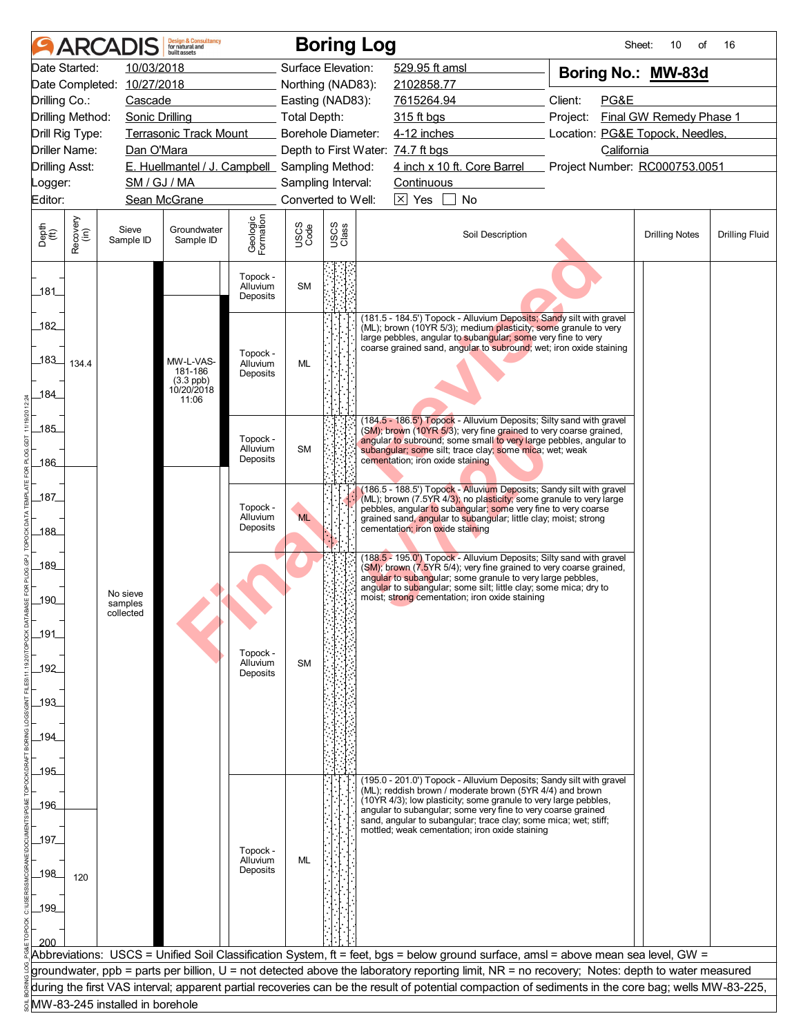# ARCADIS Boring Log

| | | | | | |
|---|---|---|---|---|---|
| Date Started: | 10/03/2018 | Surface Elevation: | 529.95 ft amsl | **Boring No.: MW-83d** | |
| Date Completed: | 10/27/2018 | Northing (NAD83): | 2102858.77 | | |
| Drilling Co.: | Cascade | Easting (NAD83): | 7615264.94 | Client: | PG&E |
| Drilling Method: | Sonic Drilling | Total Depth: | 315 ft bgs | Project: | Final GW Remedy Phase 1 |
| Drill Rig Type: | Terrasonic Track Mount | Borehole Diameter: | 4-12 inches | Location: | PG&E Topock, Needles, California |
| Driller Name: | Dan O'Mara | Depth to First Water: | 74.7 ft bgs | | |
| Drilling Asst: | E. Huellmantel / J. Campbell | Sampling Method: | 4 inch x 10 ft. Core Barrel | Project Number: | RC000753.0051 |
| Logger: | SM / GJ / MA | Sampling Interval: | Continuous | | |
| Editor: | Sean McGrane | Converted to Well: | ☒ Yes ☐ No | | |

| Depth (ft) | Recovery (in) | Sieve Sample ID | Groundwater Sample ID | Geologic Formation | USCS Code | Soil Description | Drilling Notes | Drilling Fluid |
|---|---|---|---|---|---|---|---|---|
| 181 | | | | Topock - Alluvium Deposits | SM | | | |
| 182–184.5 | 134.4 | | MW-L-VAS-181-186 (3.3 ppb) 10/20/2018 11:06 | Topock - Alluvium Deposits | ML | (181.5 - 184.5') Topock - Alluvium Deposits; Sandy silt with gravel (ML); brown (10YR 5/3); medium plasticity; some granule to very large pebbles, angular to subangular; some very fine to very coarse grained sand, angular to subround; wet; iron oxide staining | | |
| 184.5–186.5 | | | | Topock - Alluvium Deposits | SM | (184.5 - 186.5') Topock - Alluvium Deposits; Silty sand with gravel (SM); brown (10YR 5/3); very fine grained to very coarse grained, angular to subround; some small to very large pebbles, angular to subangular; some silt; trace clay; some mica; wet; weak cementation; iron oxide staining | | |
| 186.5–188.5 | | | | Topock - Alluvium Deposits | ML | (186.5 - 188.5') Topock - Alluvium Deposits; Sandy silt with gravel (ML); brown (7.5YR 4/3); no plasticity; some granule to very large pebbles, angular to subangular; some very fine to very coarse grained sand, angular to subangular; little clay; moist; strong cementation; iron oxide staining | | |
| 188.5–195.0 | | No sieve samples collected | | Topock - Alluvium Deposits | SM | (188.5 - 195.0') Topock - Alluvium Deposits; Silty sand with gravel (SM); brown (7.5YR 5/4); very fine grained to very coarse grained, angular to subangular; some granule to very large pebbles, angular to subangular; some silt; little clay; some mica; dry to moist; strong cementation; iron oxide staining | | |
| 195.0–201.0 | 120 | | | Topock - Alluvium Deposits | ML | (195.0 - 201.0') Topock - Alluvium Deposits; Sandy silt with gravel (ML); reddish brown / moderate brown (5YR 4/4) and brown (10YR 4/3); low plasticity; some granule to very large pebbles, angular to subangular; some very fine to very coarse grained sand, angular to subangular; trace clay; some mica; wet; stiff; mottled; weak cementation; iron oxide staining | | |

Abbreviations: USCS = Unified Soil Classification System, ft = feet, bgs = below ground surface, amsl = above mean sea level, GW = groundwater, ppb = parts per billion, U = not detected above the laboratory reporting limit, NR = no recovery; Notes: depth to water measured during the first VAS interval; apparent partial recoveries can be the result of potential compaction of sediments in the core bag; wells MW-83-225, MW-83-245 installed in borehole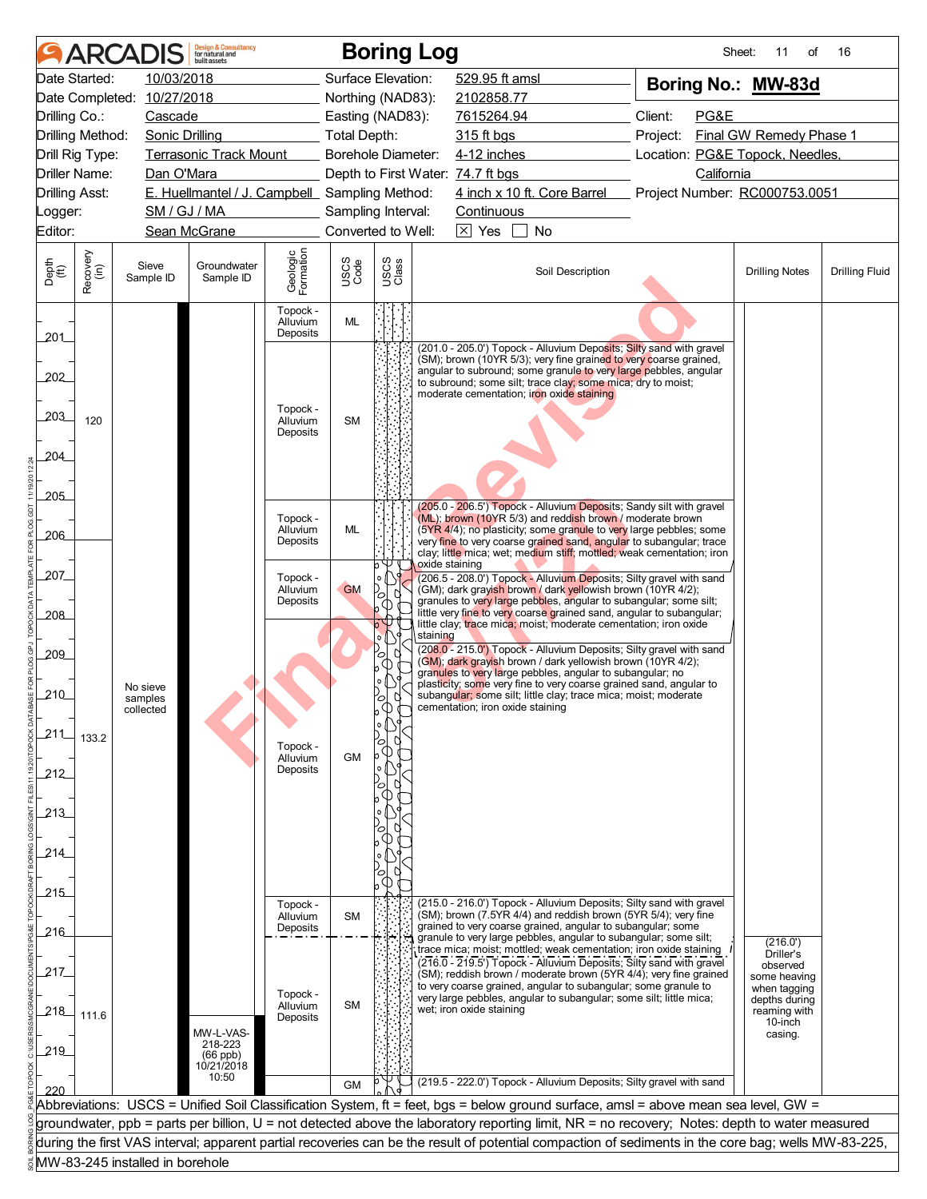# ARCADIS Boring Log

**Boring No.: MW-83d**

| | | | |
|---|---|---|---|
| Date Started: | 10/03/2018 | Surface Elevation: | 529.95 ft amsl |
| Date Completed: | 10/27/2018 | Northing (NAD83): | 2102858.77 |
| Drilling Co.: | Cascade | Easting (NAD83): | 7615264.94 |
| Drilling Method: | Sonic Drilling | Total Depth: | 315 ft bgs |
| Drill Rig Type: | Terrasonic Track Mount | Borehole Diameter: | 4-12 inches |
| Driller Name: | Dan O'Mara | Depth to First Water: | 74.7 ft bgs |
| Drilling Asst: | E. Huellmantel / J. Campbell | Sampling Method: | 4 inch x 10 ft. Core Barrel |
| Logger: | SM / GJ / MA | Sampling Interval: | Continuous |
| Editor: | Sean McGrane | Converted to Well: | ☒ Yes ☐ No |

Client: PG&E
Project: Final GW Remedy Phase 1
Location: PG&E Topock, Needles, California
Project Number: RC000753.0051

| Depth (ft) | Recovery (in) | Sieve Sample ID | Groundwater Sample ID | Geologic Formation | USCS Code | Soil Description | Drilling Notes |
|---|---|---|---|---|---|---|---|
| 200-201 | | | | Topock - Alluvium Deposits | ML | | |
| 201-205 | 120 | No sieve samples collected | | Topock - Alluvium Deposits | SM | (201.0 - 205.0') Topock - Alluvium Deposits; Silty sand with gravel (SM); brown (10YR 5/3); very fine grained to very coarse grained, angular to subround; some granule to very large pebbles, angular to subround; some silt; trace clay; some mica; dry to moist; moderate cementation; iron oxide staining | |
| 205-206.5 | | | | Topock - Alluvium Deposits | ML | (205.0 - 206.5') Topock - Alluvium Deposits; Sandy silt with gravel (ML); brown (10YR 5/3) and reddish brown / moderate brown (5YR 4/4); no plasticity; some granule to very large pebbles; some very fine to very coarse grained sand, angular to subangular; trace clay; little mica; wet; medium stiff; mottled; weak cementation; iron oxide staining | |
| 206.5-208 | | | | Topock - Alluvium Deposits | GM | (206.5 - 208.0') Topock - Alluvium Deposits; Silty gravel with sand (GM); dark grayish brown / dark yellowish brown (10YR 4/2); granules to very large pebbles, angular to subangular; some silt; little very fine to very coarse grained sand, angular to subangular; little clay; trace mica; moist; moderate cementation; iron oxide staining | |
| 208-215 | 133.2 | | | Topock - Alluvium Deposits | GM | (208.0 - 215.0') Topock - Alluvium Deposits; Silty gravel with sand (GM); dark grayish brown / dark yellowish brown (10YR 4/2); granules to very large pebbles, angular to subangular; no plasticity; some very fine to very coarse grained sand, angular to subangular; some silt; little clay; trace mica; moist; moderate cementation; iron oxide staining | |
| 215-216 | | | | Topock - Alluvium Deposits | SM | (215.0 - 216.0') Topock - Alluvium Deposits; Silty sand with gravel (SM); brown (7.5YR 4/4) and reddish brown (5YR 5/4); very fine grained to very coarse grained, angular to subangular; some granule to very large pebbles, angular to subangular; some silt; trace mica; moist; mottled; weak cementation; iron oxide staining | |
| 216-219.5 | 111.6 | | MW-L-VAS-218-223 (66 ppb) 10/21/2018 10:50 | Topock - Alluvium Deposits | SM | (216.0 - 219.5') Topock - Alluvium Deposits; Silty sand with gravel (SM); reddish brown / moderate brown (5YR 4/4); very fine grained to very coarse grained, angular to subangular; some granule to very large pebbles, angular to subangular; some silt; little mica; wet; iron oxide staining | (216.0') Driller's observed some heaving when tagging depths during reaming with 10-inch casing. |
| 219.5-220 | | | | | GM | (219.5 - 222.0') Topock - Alluvium Deposits; Silty gravel with sand | |

Abbreviations: USCS = Unified Soil Classification System, ft = feet, bgs = below ground surface, amsl = above mean sea level, GW = groundwater, ppb = parts per billion, U = not detected above the laboratory reporting limit, NR = no recovery; Notes: depth to water measured during the first VAS interval; apparent partial recoveries can be the result of potential compaction of sediments in the core bag; wells MW-83-225, MW-83-245 installed in borehole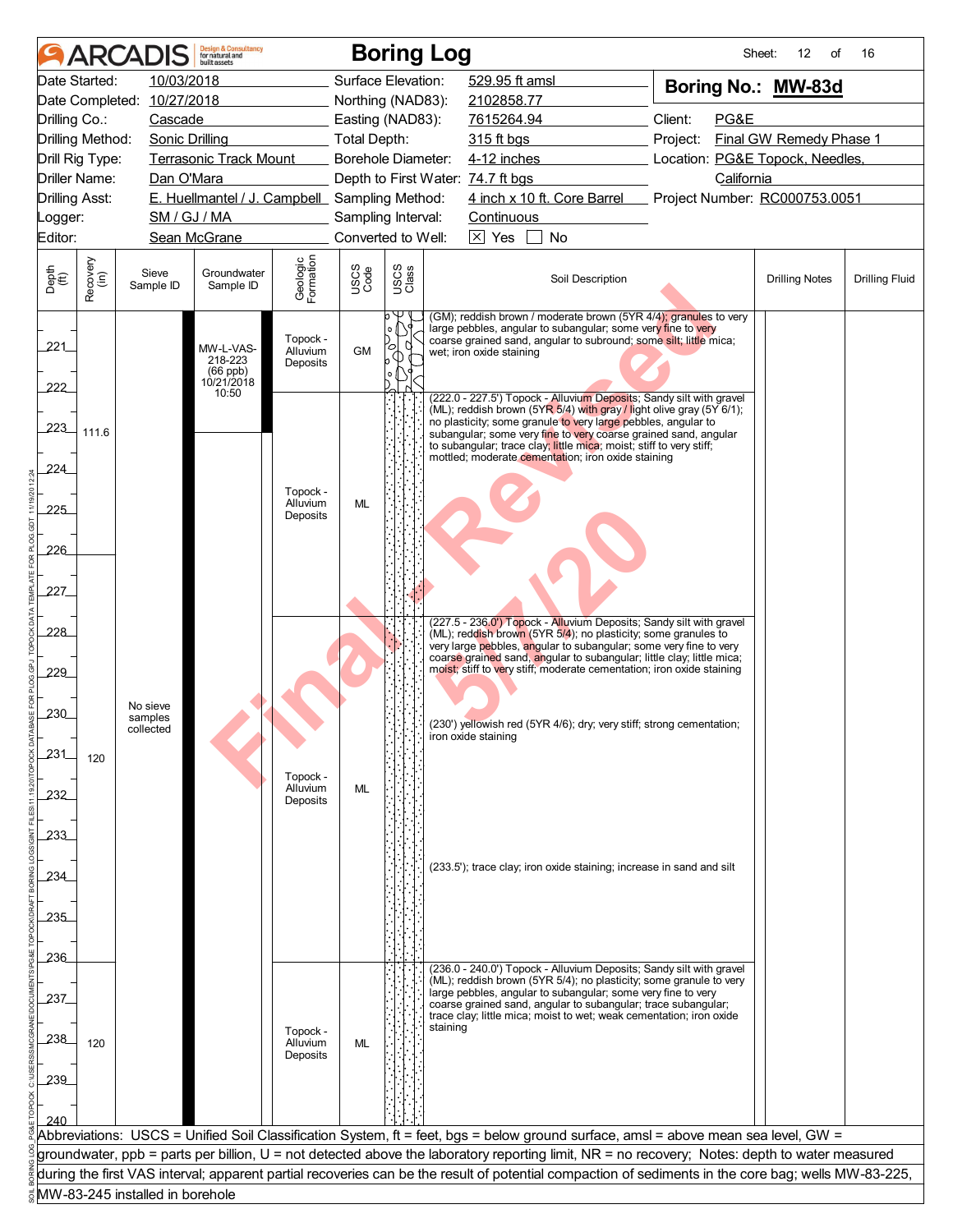# ARCADIS — Boring Log

Sheet: 12 of 16

| | | | |
|---|---|---|---|
| Date Started: | 10/03/2018 | Surface Elevation: | 529.95 ft amsl |
| Date Completed: | 10/27/2018 | Northing (NAD83): | 2102858.77 |
| Drilling Co.: | Cascade | Easting (NAD83): | 7615264.94 |
| Drilling Method: | Sonic Drilling | Total Depth: | 315 ft bgs |
| Drill Rig Type: | Terrasonic Track Mount | Borehole Diameter: | 4-12 inches |
| Driller Name: | Dan O'Mara | Depth to First Water: | 74.7 ft bgs |
| Drilling Asst: | E. Huellmantel / J. Campbell | Sampling Method: | 4 inch x 10 ft. Core Barrel |
| Logger: | SM / GJ / MA | Sampling Interval: | Continuous |
| Editor: | Sean McGrane | Converted to Well: | [X] Yes [ ] No |

**Boring No.: MW-83d**

Client: PG&E
Project: Final GW Remedy Phase 1
Location: PG&E Topock, Needles, California
Project Number: RC000753.0051

| Depth (ft) | Recovery (in) | Sieve Sample ID | Groundwater Sample ID | Geologic Formation | USCS Code | Soil Description | Drilling Notes | Drilling Fluid |
|---|---|---|---|---|---|---|---|---|
| 220–222 | 111.6 | No sieve samples collected | MW-L-VAS-218-223 (66 ppb) 10/21/2018 10:50 | Topock - Alluvium Deposits | GM | (GM); reddish brown / moderate brown (5YR 4/4); granules to very large pebbles, angular to subangular; some very fine to very coarse grained sand, angular to subround; some silt; little mica; wet; iron oxide staining | | |
| 222–227.5 | 111.6 | | | Topock - Alluvium Deposits | ML | (222.0 - 227.5') Topock - Alluvium Deposits; Sandy silt with gravel (ML); reddish brown (5YR 5/4) with gray / light olive gray (5Y 6/1); no plasticity; some granule to very large pebbles, angular to subangular; some very fine to very coarse grained sand, angular to subangular; trace clay; little mica; moist; stiff to very stiff; mottled; moderate cementation; iron oxide staining | | |
| 227.5–236 | 120 | | | Topock - Alluvium Deposits | ML | (227.5 - 236.0') Topock - Alluvium Deposits; Sandy silt with gravel (ML); reddish brown (5YR 5/4); no plasticity; some granules to very large pebbles, angular to subangular; some very fine to very coarse grained sand, angular to subangular; little clay; little mica; moist; stiff to very stiff; moderate cementation; iron oxide staining<br>(230') yellowish red (5YR 4/6); dry; very stiff; strong cementation; iron oxide staining<br>(233.5'); trace clay; iron oxide staining; increase in sand and silt | | |
| 236–240 | 120 | | | Topock - Alluvium Deposits | ML | (236.0 - 240.0') Topock - Alluvium Deposits; Sandy silt with gravel (ML); reddish brown (5YR 5/4); no plasticity; some granule to very large pebbles, angular to subangular; some very fine to very coarse grained sand, angular to subangular; trace subangular; trace clay; little mica; moist to wet; weak cementation; iron oxide staining | | |

Abbreviations: USCS = Unified Soil Classification System, ft = feet, bgs = below ground surface, amsl = above mean sea level, GW = groundwater, ppb = parts per billion, U = not detected above the laboratory reporting limit, NR = no recovery; Notes: depth to water measured during the first VAS interval; apparent partial recoveries can be the result of potential compaction of sediments in the core bag; wells MW-83-225, MW-83-245 installed in borehole

Final - Revised 5/7/20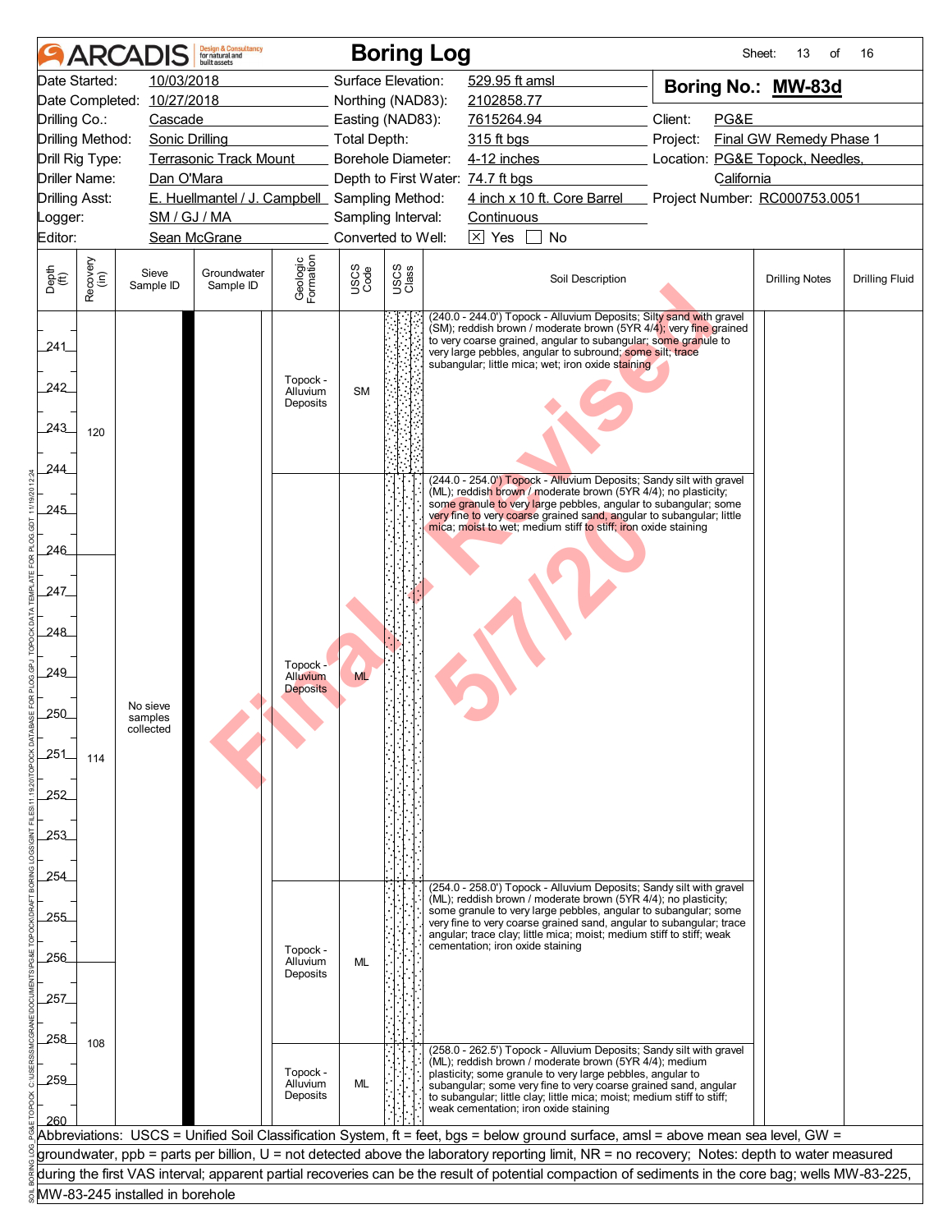# Boring Log

**Boring No.: MW-83d**

| | | | | | |
|---|---|---|---|---|---|
| Date Started: | 10/03/2018 | Surface Elevation: | 529.95 ft amsl | Client: | PG&E |
| Date Completed: | 10/27/2018 | Northing (NAD83): | 2102858.77 | Project: | Final GW Remedy Phase 1 |
| Drilling Co.: | Cascade | Easting (NAD83): | 7615264.94 | Location: | PG&E Topock, Needles, California |
| Drilling Method: | Sonic Drilling | Total Depth: | 315 ft bgs | Project Number: | RC000753.0051 |
| Drill Rig Type: | Terrasonic Track Mount | Borehole Diameter: | 4-12 inches | | |
| Driller Name: | Dan O'Mara | Depth to First Water: | 74.7 ft bgs | | |
| Drilling Asst: | E. Huellmantel / J. Campbell | Sampling Method: | 4 inch x 10 ft. Core Barrel | | |
| Logger: | SM / GJ / MA | Sampling Interval: | Continuous | | |
| Editor: | Sean McGrane | Converted to Well: | [X] Yes [ ] No | | |

| Depth (ft) | Recovery (in) | Sieve Sample ID | Groundwater Sample ID | Geologic Formation | USCS Code | Soil Description | Drilling Notes | Drilling Fluid |
|---|---|---|---|---|---|---|---|---|
| 240.0 - 244.0 | 120 | No sieve samples collected | | Topock - Alluvium Deposits | SM | (240.0 - 244.0') Topock - Alluvium Deposits; Silty sand with gravel (SM); reddish brown / moderate brown (5YR 4/4); very fine grained to very coarse grained, angular to subangular; some granule to very large pebbles, angular to subround; some silt; trace subangular; little mica; wet; iron oxide staining | | |
| 244.0 - 254.0 | 114 | | | Topock - Alluvium Deposits | ML | (244.0 - 254.0') Topock - Alluvium Deposits; Sandy silt with gravel (ML); reddish brown / moderate brown (5YR 4/4); no plasticity; some granule to very large pebbles, angular to subangular; some very fine to very coarse grained sand, angular to subangular; little mica; moist to wet; medium stiff to stiff; iron oxide staining | | |
| 254.0 - 258.0 | | | | Topock - Alluvium Deposits | ML | (254.0 - 258.0') Topock - Alluvium Deposits; Sandy silt with gravel (ML); reddish brown / moderate brown (5YR 4/4); no plasticity; some granule to very large pebbles, angular to subangular; some very fine to very coarse grained sand, angular to subangular; trace angular; trace clay; little mica; moist; medium stiff to stiff; weak cementation; iron oxide staining | | |
| 258.0 - 262.5 | 108 | | | Topock - Alluvium Deposits | ML | (258.0 - 262.5') Topock - Alluvium Deposits; Sandy silt with gravel (ML); reddish brown / moderate brown (5YR 4/4); medium plasticity; some granule to very large pebbles, angular to subangular; some very fine to very coarse grained sand, angular to subangular; little clay; little mica; moist; medium stiff to stiff; weak cementation; iron oxide staining | | |

Abbreviations: USCS = Unified Soil Classification System, ft = feet, bgs = below ground surface, amsl = above mean sea level, GW = groundwater, ppb = parts per billion, U = not detected above the laboratory reporting limit, NR = no recovery; Notes: depth to water measured during the first VAS interval; apparent partial recoveries can be the result of potential compaction of sediments in the core bag; wells MW-83-225, MW-83-245 installed in borehole

Final - Revised 5/7/20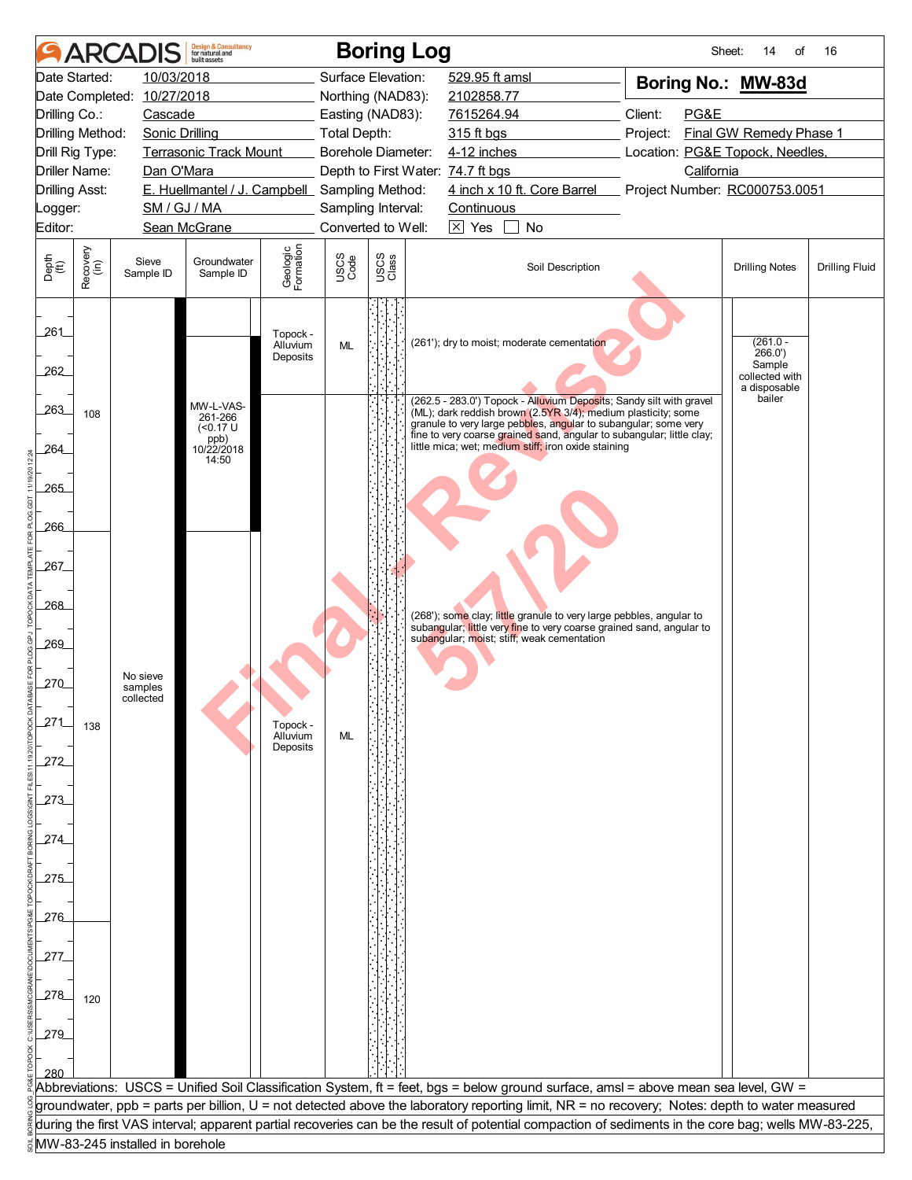# ARCADIS Boring Log

| | | | |
|---|---|---|---|
| Date Started: | 10/03/2018 | Surface Elevation: | 529.95 ft amsl |
| Date Completed: | 10/27/2018 | Northing (NAD83): | 2102858.77 |
| Drilling Co.: | Cascade | Easting (NAD83): | 7615264.94 |
| Drilling Method: | Sonic Drilling | Total Depth: | 315 ft bgs |
| Drill Rig Type: | Terrasonic Track Mount | Borehole Diameter: | 4-12 inches |
| Driller Name: | Dan O'Mara | Depth to First Water: | 74.7 ft bgs |
| Drilling Asst: | E. Huellmantel / J. Campbell | Sampling Method: | 4 inch x 10 ft. Core Barrel |
| Logger: | SM / GJ / MA | Sampling Interval: | Continuous |
| Editor: | Sean McGrane | Converted to Well: | [X] Yes [ ] No |

**Boring No.: MW-83d**

Client: PG&E
Project: Final GW Remedy Phase 1
Location: PG&E Topock, Needles, California
Project Number: RC000753.0051

| Depth (ft) | Recovery (in) | Sieve Sample ID | Groundwater Sample ID | Geologic Formation | USCS Code | Soil Description | Drilling Notes | Drilling Fluid |
|---|---|---|---|---|---|---|---|---|
| 261–262.5 | 108 | No sieve samples collected | MW-L-VAS-261-266 (<0.17 U ppb) 10/22/2018 14:50 | Topock - Alluvium Deposits | ML | (261'); dry to moist; moderate cementation | (261.0 - 266.0') Sample collected with a disposable bailer | |
| 262.5–283.0 | 108 (to 266); 138 (266–276); 120 (276–) | | | Topock - Alluvium Deposits | ML | (262.5 - 283.0') Topock - Alluvium Deposits; Sandy silt with gravel (ML); dark reddish brown (2.5YR 3/4); medium plasticity; some granule to very large pebbles, angular to subangular; some very fine to very coarse grained sand, angular to subangular; little clay; little mica; wet; medium stiff; iron oxide staining<br>(268'); some clay; little granule to very large pebbles, angular to subangular; little very fine to very coarse grained sand, angular to subangular; moist; stiff; weak cementation | | |

Abbreviations: USCS = Unified Soil Classification System, ft = feet, bgs = below ground surface, amsl = above mean sea level, GW = groundwater, ppb = parts per billion, U = not detected above the laboratory reporting limit, NR = no recovery; Notes: depth to water measured during the first VAS interval; apparent partial recoveries can be the result of potential compaction of sediments in the core bag; wells MW-83-225, MW-83-245 installed in borehole

Final - Revised 5/7/20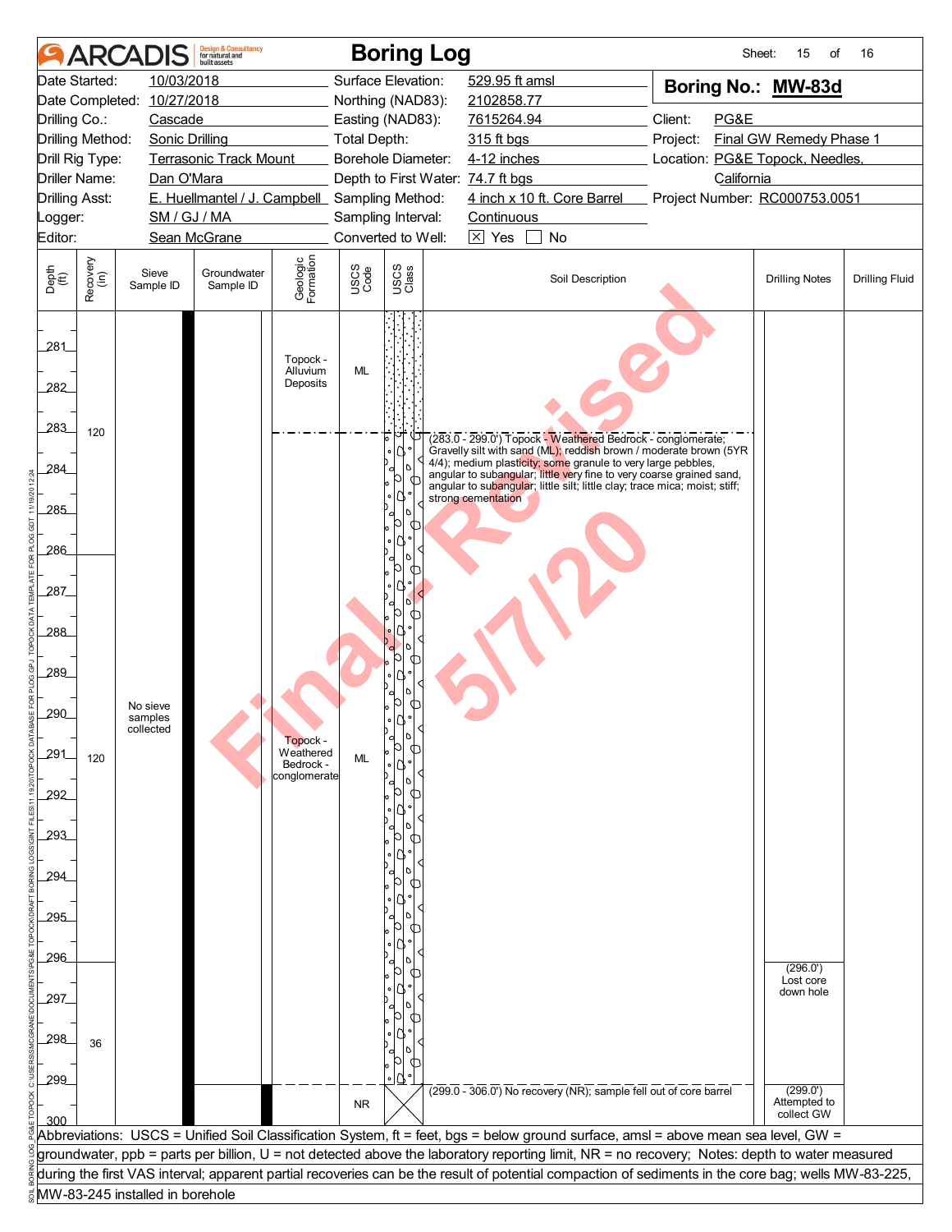# ARCADIS Boring Log

Sheet: 15 of 16

| | | | |
|---|---|---|---|
| Date Started: | 10/03/2018 | Surface Elevation: | 529.95 ft amsl |
| Date Completed: | 10/27/2018 | Northing (NAD83): | 2102858.77 |
| Drilling Co.: | Cascade | Easting (NAD83): | 7615264.94 |
| Drilling Method: | Sonic Drilling | Total Depth: | 315 ft bgs |
| Drill Rig Type: | Terrasonic Track Mount | Borehole Diameter: | 4-12 inches |
| Driller Name: | Dan O'Mara | Depth to First Water: | 74.7 ft bgs |
| Drilling Asst: | E. Huellmantel / J. Campbell | Sampling Method: | 4 inch x 10 ft. Core Barrel |
| Logger: | SM / GJ / MA | Sampling Interval: | Continuous |
| Editor: | Sean McGrane | Converted to Well: | ☒ Yes ☐ No |

**Boring No.: MW-83d**

Client: PG&E
Project: Final GW Remedy Phase 1
Location: PG&E Topock, Needles, California
Project Number: RC000753.0051

| Depth (ft) | Recovery (in) | Sieve Sample ID | Groundwater Sample ID | Geologic Formation | USCS Code | Soil Description | Drilling Notes | Drilling Fluid |
|---|---|---|---|---|---|---|---|---|
| 281–283 | 120 | No sieve samples collected | | Topock - Alluvium Deposits | ML | | | |
| 283–296 | 120 | | | Topock - Weathered Bedrock - conglomerate | ML | (283.0 - 299.0') Topock - Weathered Bedrock - conglomerate; Gravelly silt with sand (ML); reddish brown / moderate brown (5YR 4/4); medium plasticity; some granule to very large pebbles, angular to subangular; little very fine to very coarse grained sand, angular to subangular; little silt; little clay; trace mica; moist; stiff; strong cementation | | |
| 296–299 | 36 | | | | | | (296.0') Lost core down hole | |
| 299–300 | | | | | NR | (299.0 - 306.0') No recovery (NR); sample fell out of core barrel | (299.0') Attempted to collect GW | |

Abbreviations: USCS = Unified Soil Classification System, ft = feet, bgs = below ground surface, amsl = above mean sea level, GW = groundwater, ppb = parts per billion, U = not detected above the laboratory reporting limit, NR = no recovery; Notes: depth to water measured during the first VAS interval; apparent partial recoveries can be the result of potential compaction of sediments in the core bag; wells MW-83-225, MW-83-245 installed in borehole

Final - Revised 5/7/20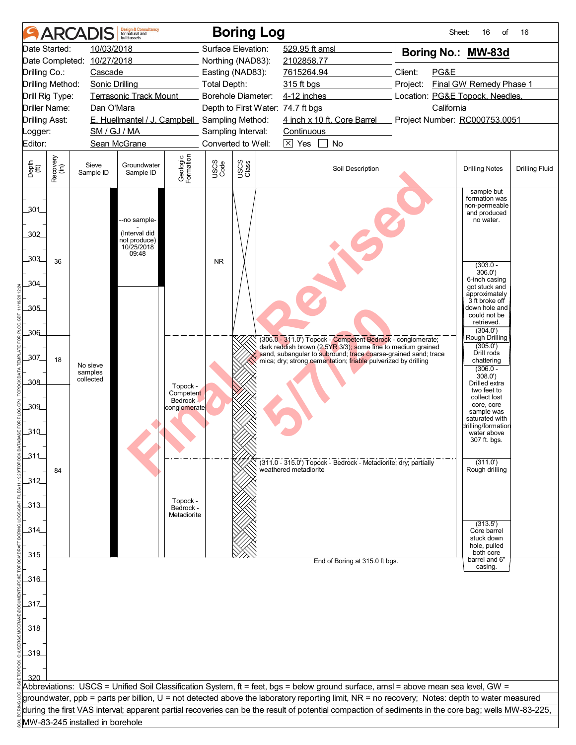# ARCADIS Boring Log

Sheet: 16 of 16

| | | | |
|---|---|---|---|
| Date Started: | 10/03/2018 | Surface Elevation: | 529.95 ft amsl |
| Date Completed: | 10/27/2018 | Northing (NAD83): | 2102858.77 |
| Drilling Co.: | Cascade | Easting (NAD83): | 7615264.94 |
| Drilling Method: | Sonic Drilling | Total Depth: | 315 ft bgs |
| Drill Rig Type: | Terrasonic Track Mount | Borehole Diameter: | 4-12 inches |
| Driller Name: | Dan O'Mara | Depth to First Water: | 74.7 ft bgs |
| Drilling Asst: | E. Huellmantel / J. Campbell | Sampling Method: | 4 inch x 10 ft. Core Barrel |
| Logger: | SM / GJ / MA | Sampling Interval: | Continuous |
| Editor: | Sean McGrane | Converted to Well: | [X] Yes [ ] No |

**Boring No.: MW-83d**

Client: PG&E
Project: Final GW Remedy Phase 1
Location: PG&E Topock, Needles, California
Project Number: RC000753.0051

| Depth (ft) | Recovery (in) | Sieve Sample ID | Groundwater Sample ID | Geologic Formation | USCS Code | USCS Class | Soil Description | Drilling Notes | Drilling Fluid |
|---|---|---|---|---|---|---|---|---|---|
| 301–306 | 36 | No sieve samples collected | --no sample-- (Interval did not produce) 10/25/2018 09:48 | | NR | | | sample but formation was non-permeable and produced no water. (303.0 - 306.0') 6-inch casing got stuck and approximately 3 ft broke off down hole and could not be retrieved. (304.0') Rough Drilling | |
| 306–311 | 18 | | | Topock - Competent Bedrock - conglomerate | | | (306.0 - 311.0') Topock - Competent Bedrock - conglomerate; dark reddish brown (2.5YR 3/3); some fine to medium grained sand, subangular to subround; trace coarse-grained sand; trace mica; dry; strong cementation; friable pulverized by drilling | (305.0') Drill rods chattering (306.0 - 308.0') Drilled extra two feet to collect lost core, core sample was saturated with drilling/formation water above 307 ft. bgs. | |
| 311–315 | 84 | | | Topock - Bedrock - Metadiorite | | | (311.0 - 315.0') Topock - Bedrock - Metadiorite; dry; partially weathered metadiorite | (311.0') Rough drilling (313.5') Core barrel stuck down hole, pulled both core barrel and 6" casing. | |

End of Boring at 315.0 ft bgs.

Abbreviations: USCS = Unified Soil Classification System, ft = feet, bgs = below ground surface, amsl = above mean sea level, GW = groundwater, ppb = parts per billion, U = not detected above the laboratory reporting limit, NR = no recovery; Notes: depth to water measured during the first VAS interval; apparent partial recoveries can be the result of potential compaction of sediments in the core bag; wells MW-83-225, MW-83-245 installed in borehole

Final Revised 5/7/20